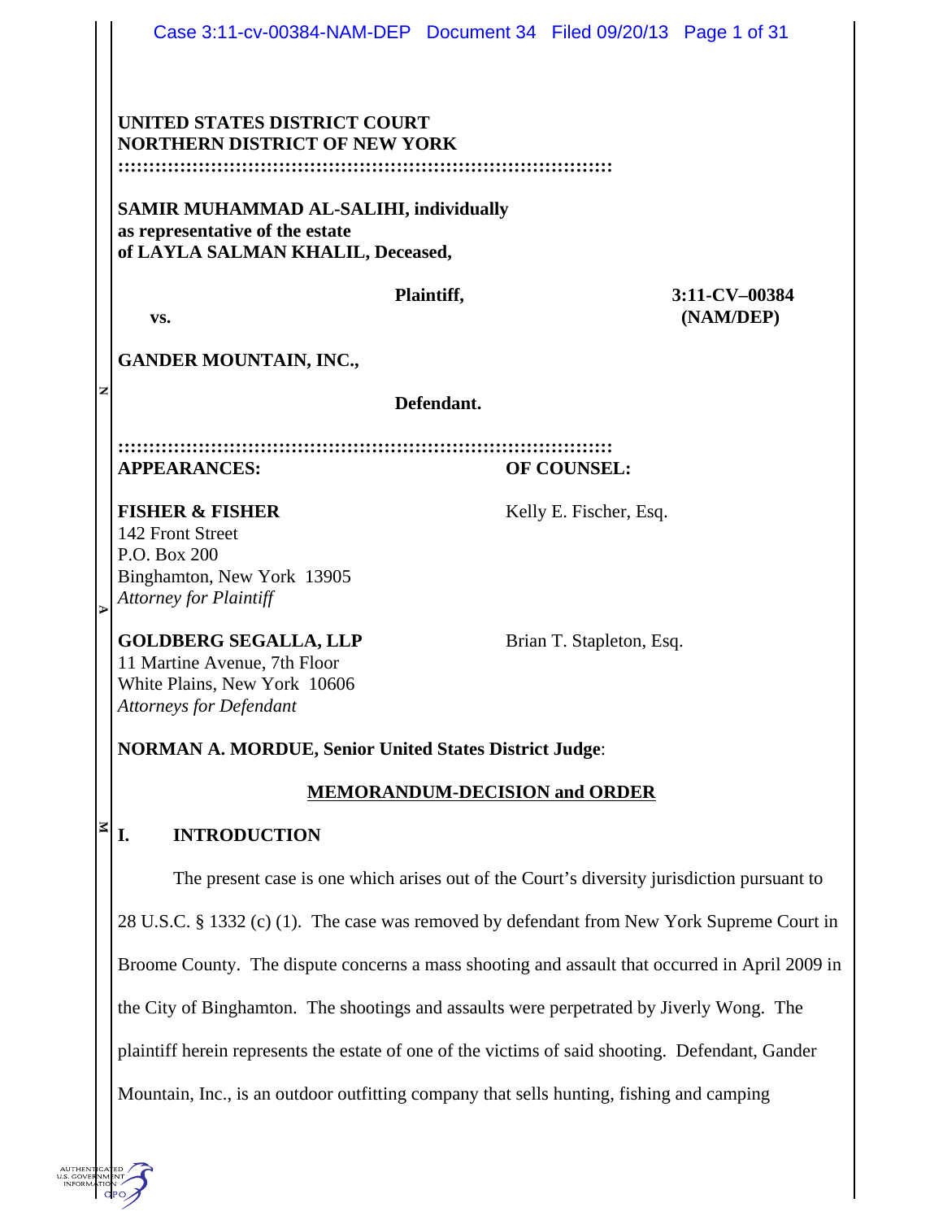UNITED STATES DISTRICT COURT
NORTHERN DISTRICT OF NEW YORK

**SAMIR MUHAMMAD AL-SALIHI, individually as representative of the estate of LAYLA SALMAN KHALIL, Deceased,**

**Plaintiff,**

**3:11-CV–00384 (NAM/DEP)**

**vs.**

**GANDER MOUNTAIN, INC.,**

**Defendant.**

| **APPEARANCES:** | **OF COUNSEL:** |
|---|---|
| **FISHER & FISHER**<br>142 Front Street<br>P.O. Box 200<br>Binghamton, New York 13905<br>*Attorney for Plaintiff* | Kelly E. Fischer, Esq. |
| **GOLDBERG SEGALLA, LLP**<br>11 Martine Avenue, 7th Floor<br>White Plains, New York 10606<br>*Attorneys for Defendant* | Brian T. Stapleton, Esq. |

**NORMAN A. MORDUE, Senior United States District Judge**:

## MEMORANDUM-DECISION and ORDER

## I. INTRODUCTION

The present case is one which arises out of the Court's diversity jurisdiction pursuant to 28 U.S.C. § 1332 (c) (1). The case was removed by defendant from New York Supreme Court in Broome County. The dispute concerns a mass shooting and assault that occurred in April 2009 in the City of Binghamton. The shootings and assaults were perpetrated by Jiverly Wong. The plaintiff herein represents the estate of one of the victims of said shooting. Defendant, Gander Mountain, Inc., is an outdoor outfitting company that sells hunting, fishing and camping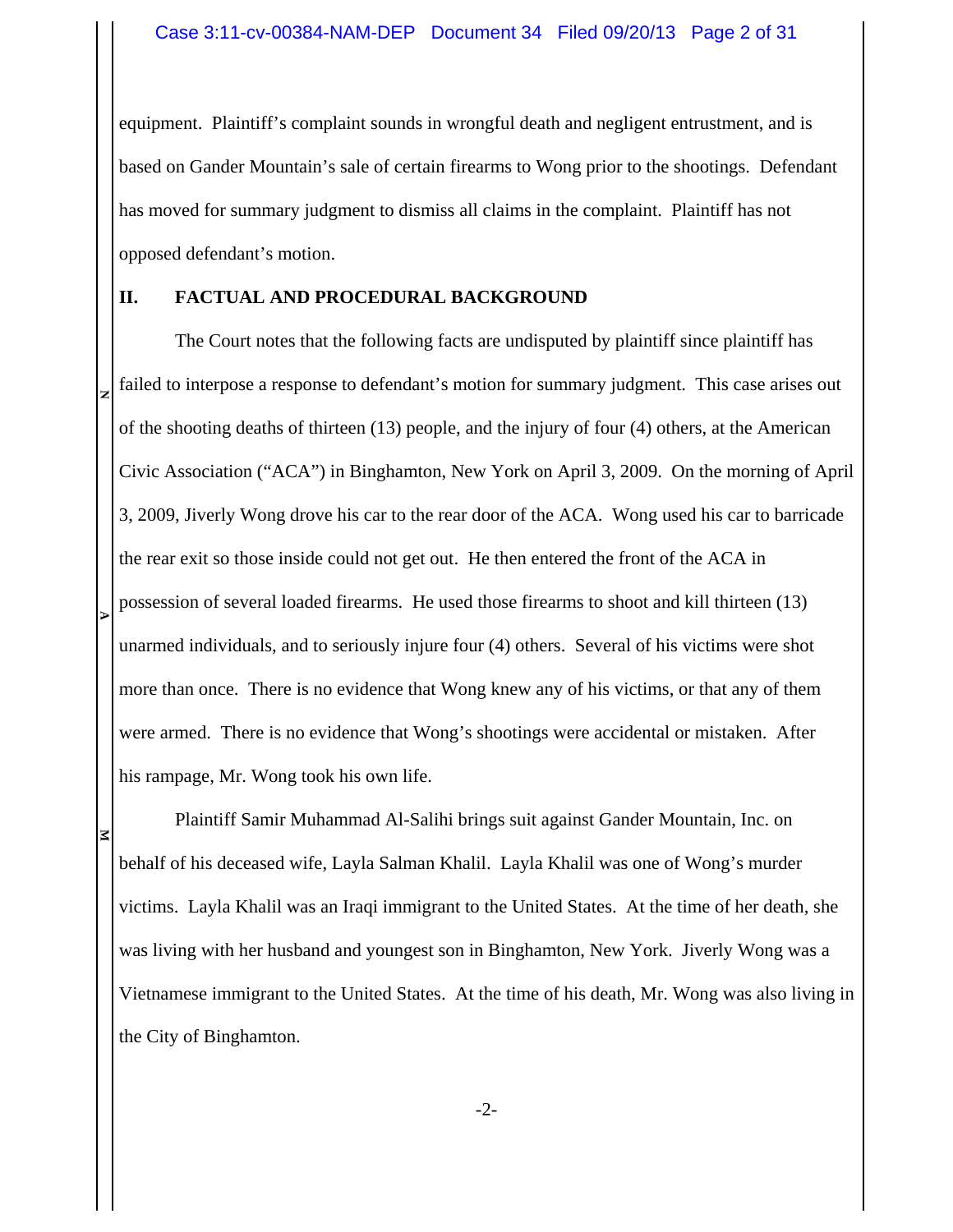equipment. Plaintiff's complaint sounds in wrongful death and negligent entrustment, and is based on Gander Mountain's sale of certain firearms to Wong prior to the shootings. Defendant has moved for summary judgment to dismiss all claims in the complaint. Plaintiff has not opposed defendant's motion.

## II. FACTUAL AND PROCEDURAL BACKGROUND

The Court notes that the following facts are undisputed by plaintiff since plaintiff has failed to interpose a response to defendant's motion for summary judgment. This case arises out of the shooting deaths of thirteen (13) people, and the injury of four (4) others, at the American Civic Association ("ACA") in Binghamton, New York on April 3, 2009. On the morning of April 3, 2009, Jiverly Wong drove his car to the rear door of the ACA. Wong used his car to barricade the rear exit so those inside could not get out. He then entered the front of the ACA in possession of several loaded firearms. He used those firearms to shoot and kill thirteen (13) unarmed individuals, and to seriously injure four (4) others. Several of his victims were shot more than once. There is no evidence that Wong knew any of his victims, or that any of them were armed. There is no evidence that Wong's shootings were accidental or mistaken. After his rampage, Mr. Wong took his own life.

Plaintiff Samir Muhammad Al-Salihi brings suit against Gander Mountain, Inc. on behalf of his deceased wife, Layla Salman Khalil. Layla Khalil was one of Wong's murder victims. Layla Khalil was an Iraqi immigrant to the United States. At the time of her death, she was living with her husband and youngest son in Binghamton, New York. Jiverly Wong was a Vietnamese immigrant to the United States. At the time of his death, Mr. Wong was also living in the City of Binghamton.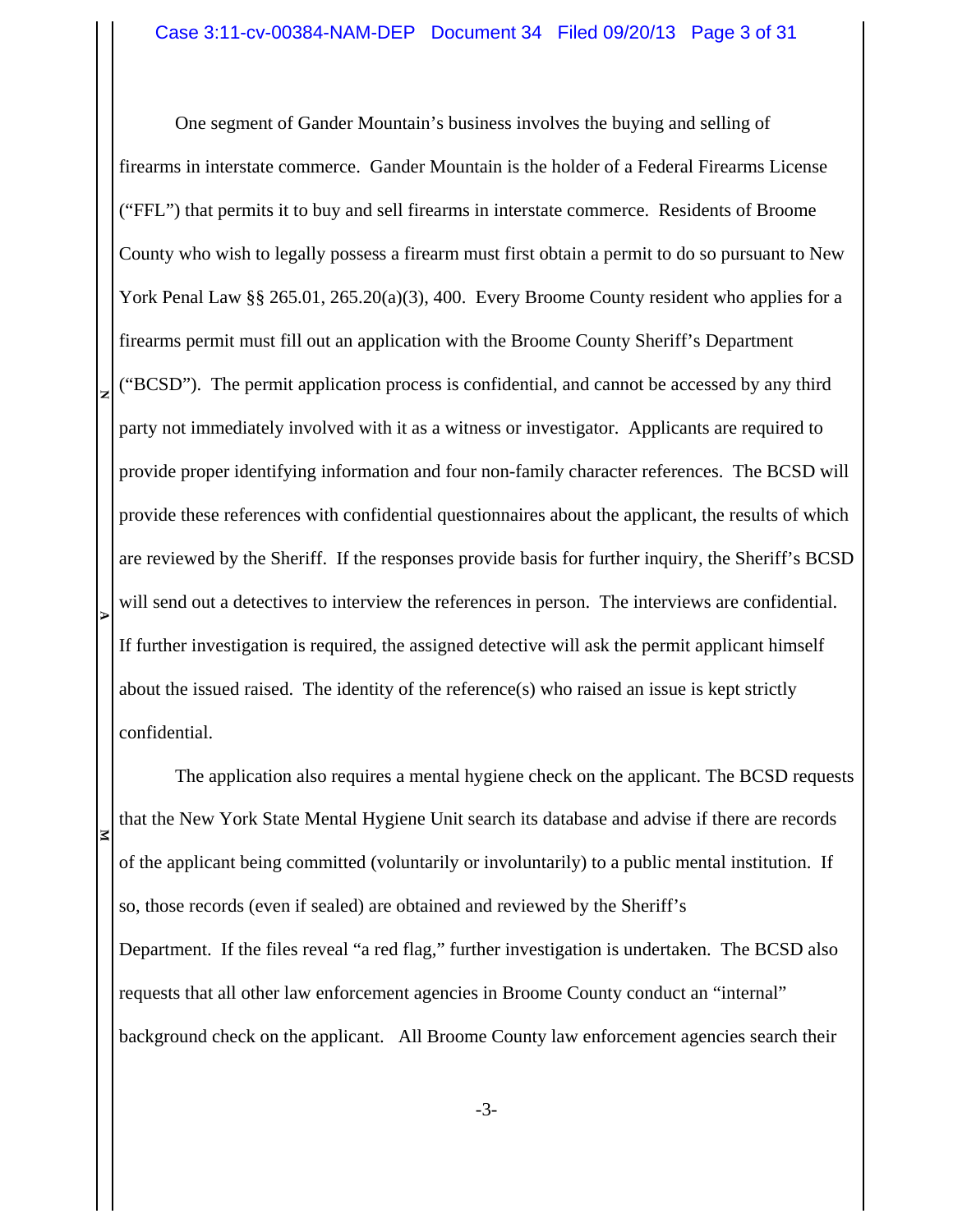One segment of Gander Mountain's business involves the buying and selling of firearms in interstate commerce. Gander Mountain is the holder of a Federal Firearms License ("FFL") that permits it to buy and sell firearms in interstate commerce. Residents of Broome County who wish to legally possess a firearm must first obtain a permit to do so pursuant to New York Penal Law §§ 265.01, 265.20(a)(3), 400. Every Broome County resident who applies for a firearms permit must fill out an application with the Broome County Sheriff's Department ("BCSD"). The permit application process is confidential, and cannot be accessed by any third party not immediately involved with it as a witness or investigator. Applicants are required to provide proper identifying information and four non-family character references. The BCSD will provide these references with confidential questionnaires about the applicant, the results of which are reviewed by the Sheriff. If the responses provide basis for further inquiry, the Sheriff's BCSD will send out a detectives to interview the references in person. The interviews are confidential. If further investigation is required, the assigned detective will ask the permit applicant himself about the issued raised. The identity of the reference(s) who raised an issue is kept strictly confidential.

The application also requires a mental hygiene check on the applicant. The BCSD requests that the New York State Mental Hygiene Unit search its database and advise if there are records of the applicant being committed (voluntarily or involuntarily) to a public mental institution. If so, those records (even if sealed) are obtained and reviewed by the Sheriff's Department. If the files reveal "a red flag," further investigation is undertaken. The BCSD also requests that all other law enforcement agencies in Broome County conduct an "internal" background check on the applicant. All Broome County law enforcement agencies search their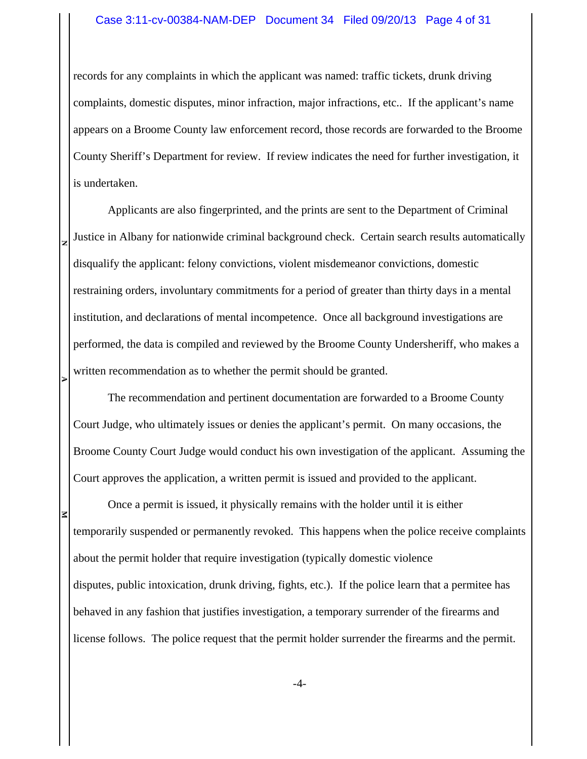records for any complaints in which the applicant was named: traffic tickets, drunk driving complaints, domestic disputes, minor infraction, major infractions, etc.. If the applicant's name appears on a Broome County law enforcement record, those records are forwarded to the Broome County Sheriff's Department for review. If review indicates the need for further investigation, it is undertaken.

Applicants are also fingerprinted, and the prints are sent to the Department of Criminal Justice in Albany for nationwide criminal background check. Certain search results automatically disqualify the applicant: felony convictions, violent misdemeanor convictions, domestic restraining orders, involuntary commitments for a period of greater than thirty days in a mental institution, and declarations of mental incompetence. Once all background investigations are performed, the data is compiled and reviewed by the Broome County Undersheriff, who makes a written recommendation as to whether the permit should be granted.

The recommendation and pertinent documentation are forwarded to a Broome County Court Judge, who ultimately issues or denies the applicant's permit. On many occasions, the Broome County Court Judge would conduct his own investigation of the applicant. Assuming the Court approves the application, a written permit is issued and provided to the applicant.

Once a permit is issued, it physically remains with the holder until it is either temporarily suspended or permanently revoked. This happens when the police receive complaints about the permit holder that require investigation (typically domestic violence disputes, public intoxication, drunk driving, fights, etc.). If the police learn that a permitee has behaved in any fashion that justifies investigation, a temporary surrender of the firearms and license follows. The police request that the permit holder surrender the firearms and the permit.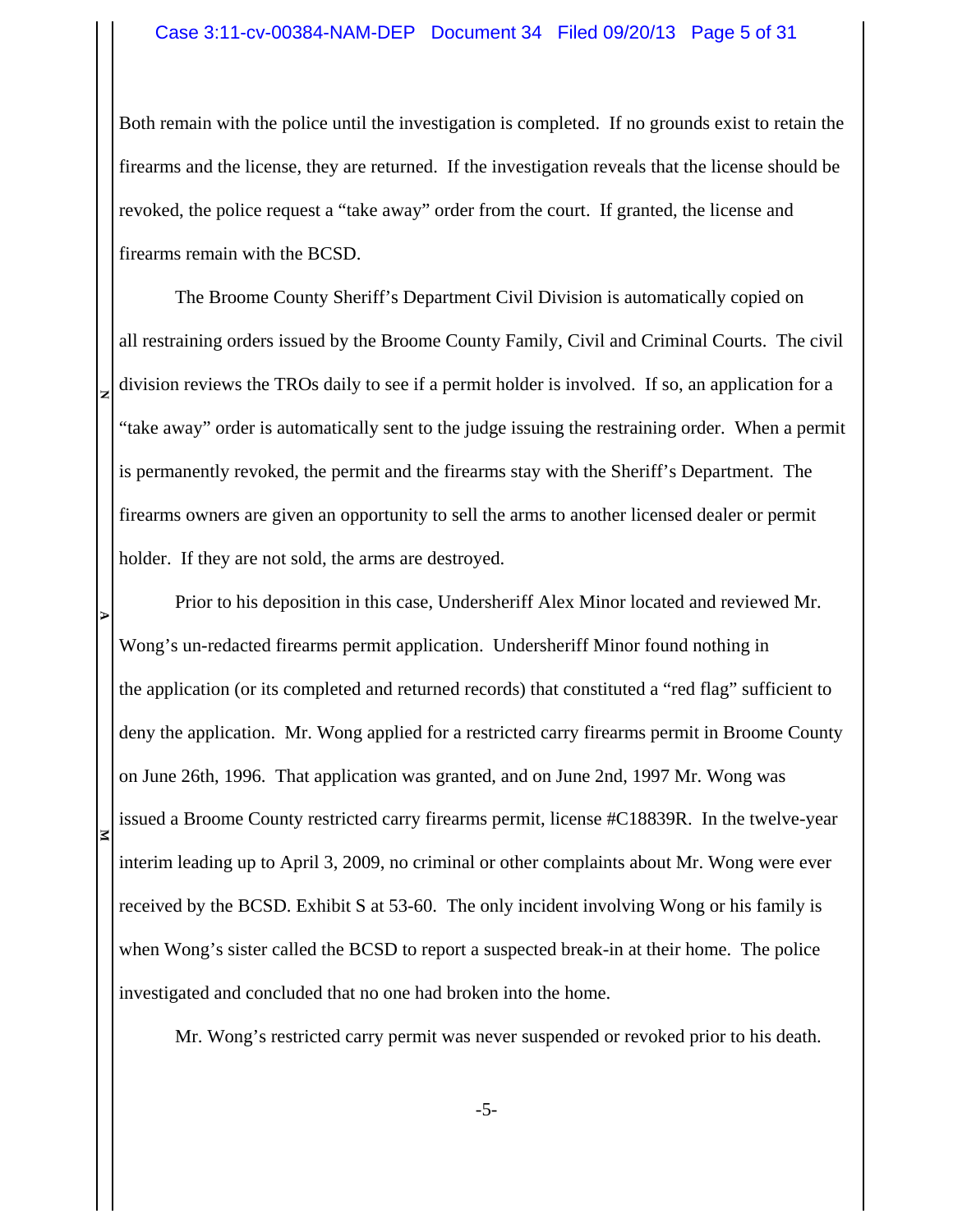Both remain with the police until the investigation is completed. If no grounds exist to retain the firearms and the license, they are returned. If the investigation reveals that the license should be revoked, the police request a "take away" order from the court. If granted, the license and firearms remain with the BCSD.

The Broome County Sheriff's Department Civil Division is automatically copied on all restraining orders issued by the Broome County Family, Civil and Criminal Courts. The civil division reviews the TROs daily to see if a permit holder is involved. If so, an application for a "take away" order is automatically sent to the judge issuing the restraining order. When a permit is permanently revoked, the permit and the firearms stay with the Sheriff's Department. The firearms owners are given an opportunity to sell the arms to another licensed dealer or permit holder. If they are not sold, the arms are destroyed.

Prior to his deposition in this case, Undersheriff Alex Minor located and reviewed Mr. Wong's un-redacted firearms permit application. Undersheriff Minor found nothing in the application (or its completed and returned records) that constituted a "red flag" sufficient to deny the application. Mr. Wong applied for a restricted carry firearms permit in Broome County on June 26th, 1996. That application was granted, and on June 2nd, 1997 Mr. Wong was issued a Broome County restricted carry firearms permit, license #C18839R. In the twelve-year interim leading up to April 3, 2009, no criminal or other complaints about Mr. Wong were ever received by the BCSD. Exhibit S at 53-60. The only incident involving Wong or his family is when Wong's sister called the BCSD to report a suspected break-in at their home. The police investigated and concluded that no one had broken into the home.

Mr. Wong's restricted carry permit was never suspended or revoked prior to his death.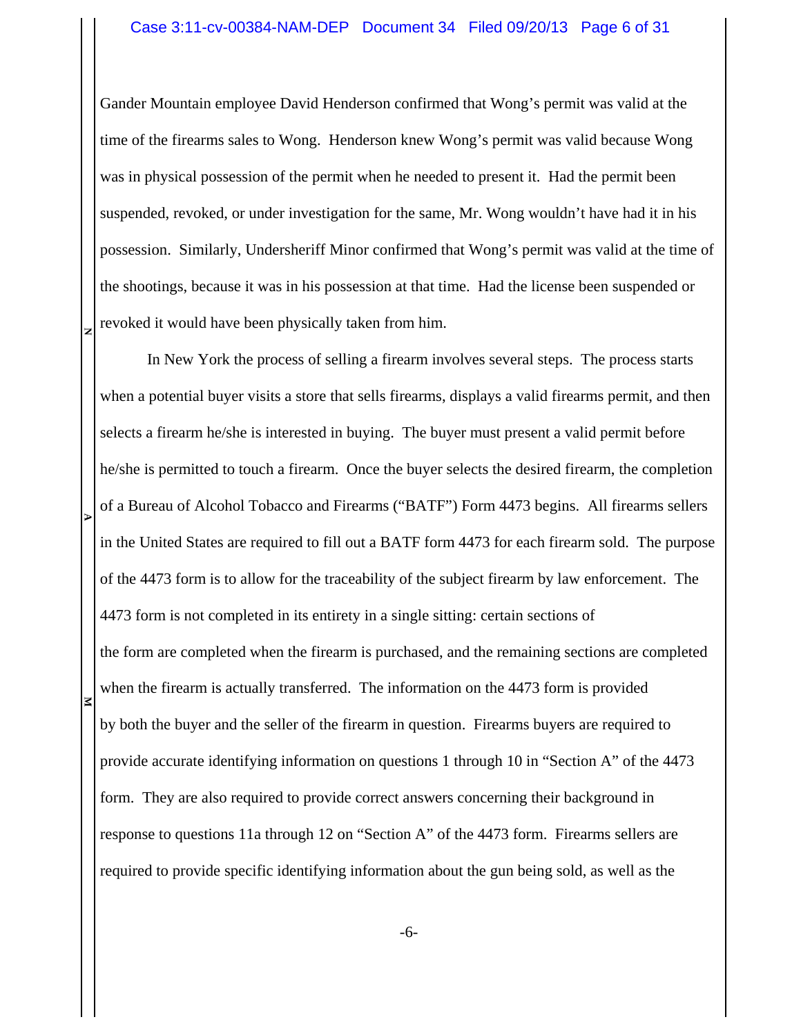Gander Mountain employee David Henderson confirmed that Wong's permit was valid at the time of the firearms sales to Wong. Henderson knew Wong's permit was valid because Wong was in physical possession of the permit when he needed to present it. Had the permit been suspended, revoked, or under investigation for the same, Mr. Wong wouldn't have had it in his possession. Similarly, Undersheriff Minor confirmed that Wong's permit was valid at the time of the shootings, because it was in his possession at that time. Had the license been suspended or revoked it would have been physically taken from him.

In New York the process of selling a firearm involves several steps. The process starts when a potential buyer visits a store that sells firearms, displays a valid firearms permit, and then selects a firearm he/she is interested in buying. The buyer must present a valid permit before he/she is permitted to touch a firearm. Once the buyer selects the desired firearm, the completion of a Bureau of Alcohol Tobacco and Firearms ("BATF") Form 4473 begins. All firearms sellers in the United States are required to fill out a BATF form 4473 for each firearm sold. The purpose of the 4473 form is to allow for the traceability of the subject firearm by law enforcement. The 4473 form is not completed in its entirety in a single sitting: certain sections of the form are completed when the firearm is purchased, and the remaining sections are completed when the firearm is actually transferred. The information on the 4473 form is provided by both the buyer and the seller of the firearm in question. Firearms buyers are required to provide accurate identifying information on questions 1 through 10 in "Section A" of the 4473 form. They are also required to provide correct answers concerning their background in response to questions 11a through 12 on "Section A" of the 4473 form. Firearms sellers are required to provide specific identifying information about the gun being sold, as well as the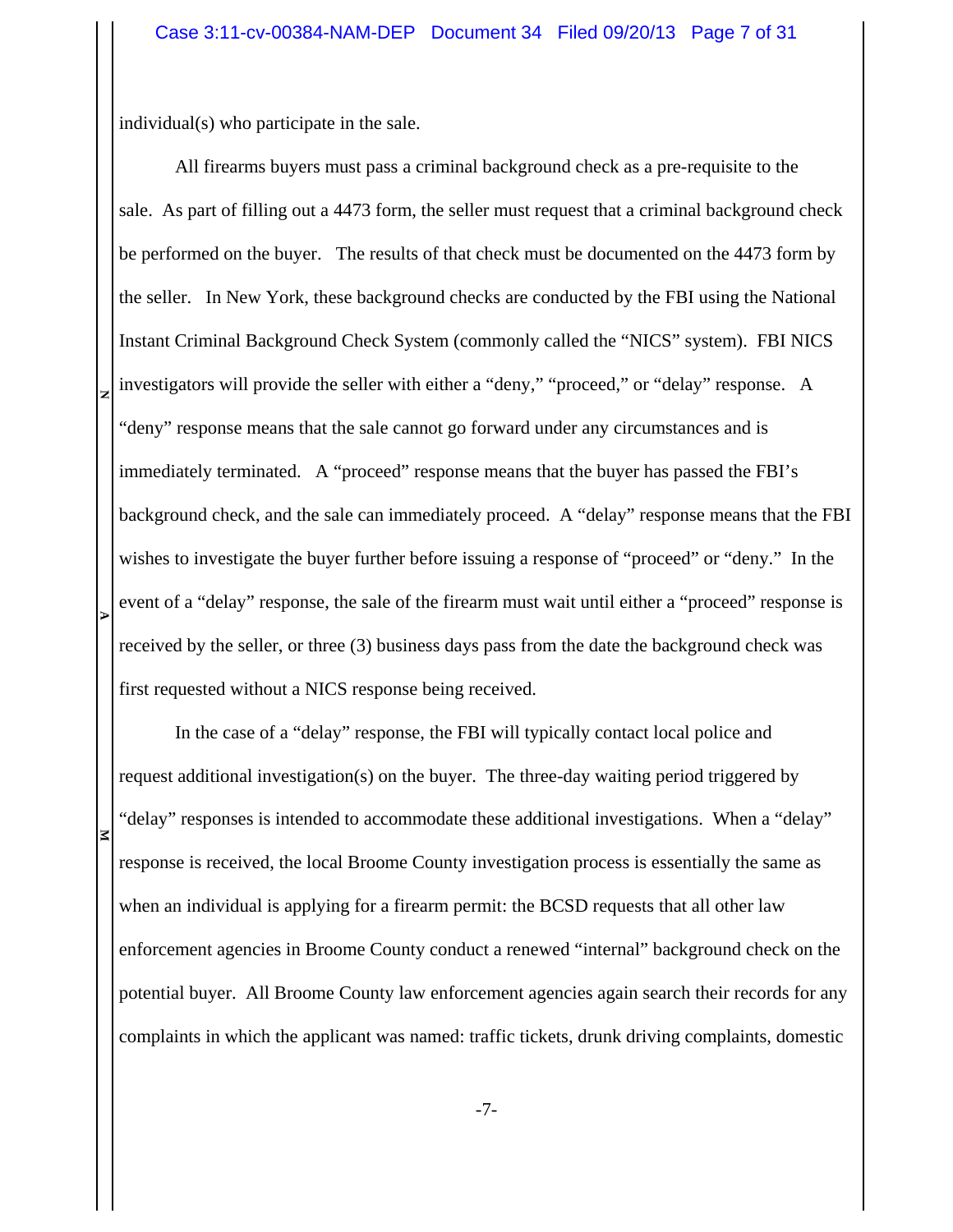individual(s) who participate in the sale.

All firearms buyers must pass a criminal background check as a pre-requisite to the sale. As part of filling out a 4473 form, the seller must request that a criminal background check be performed on the buyer. The results of that check must be documented on the 4473 form by the seller. In New York, these background checks are conducted by the FBI using the National Instant Criminal Background Check System (commonly called the "NICS" system). FBI NICS investigators will provide the seller with either a "deny," "proceed," or "delay" response. A "deny" response means that the sale cannot go forward under any circumstances and is immediately terminated. A "proceed" response means that the buyer has passed the FBI's background check, and the sale can immediately proceed. A "delay" response means that the FBI wishes to investigate the buyer further before issuing a response of "proceed" or "deny." In the event of a "delay" response, the sale of the firearm must wait until either a "proceed" response is received by the seller, or three (3) business days pass from the date the background check was first requested without a NICS response being received.

In the case of a "delay" response, the FBI will typically contact local police and request additional investigation(s) on the buyer. The three-day waiting period triggered by "delay" responses is intended to accommodate these additional investigations. When a "delay" response is received, the local Broome County investigation process is essentially the same as when an individual is applying for a firearm permit: the BCSD requests that all other law enforcement agencies in Broome County conduct a renewed "internal" background check on the potential buyer. All Broome County law enforcement agencies again search their records for any complaints in which the applicant was named: traffic tickets, drunk driving complaints, domestic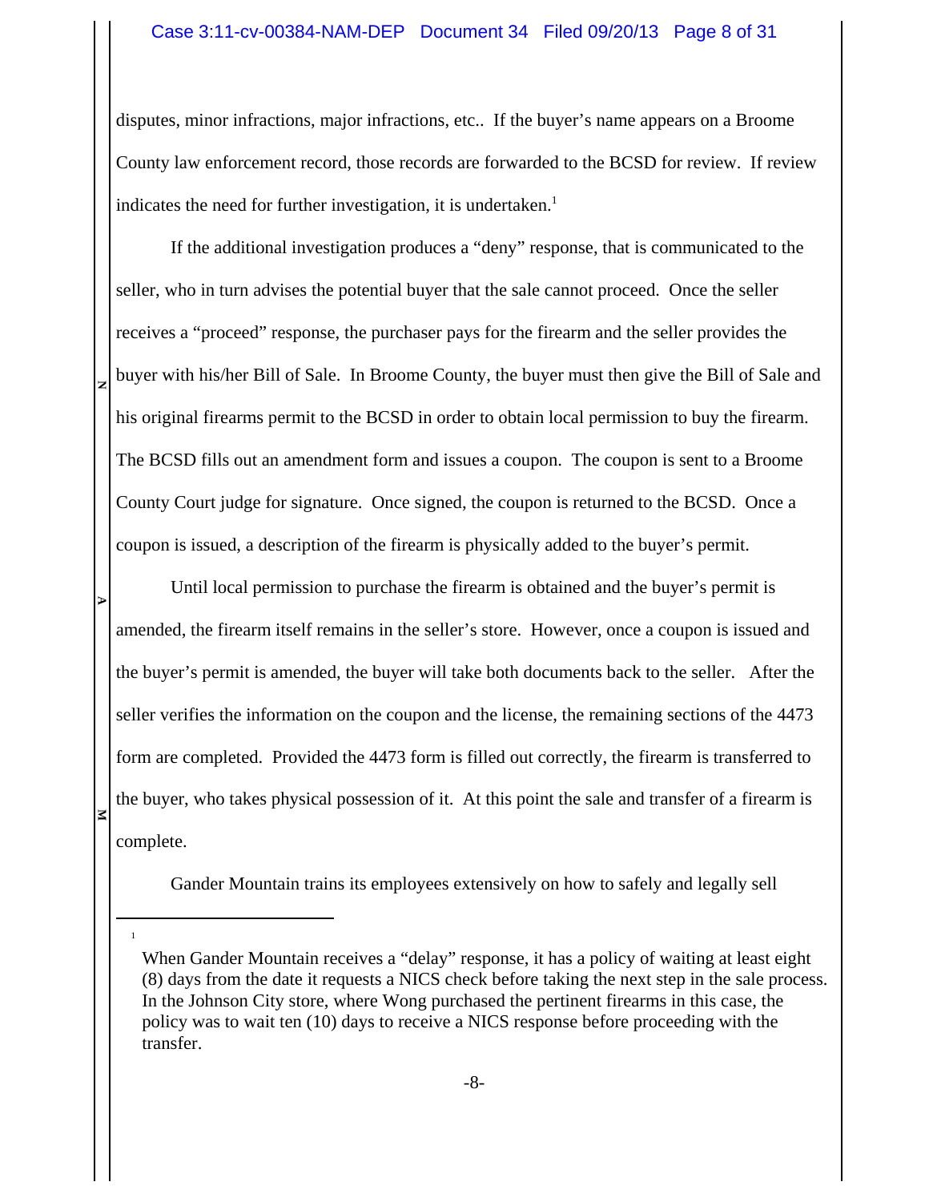disputes, minor infractions, major infractions, etc.. If the buyer's name appears on a Broome County law enforcement record, those records are forwarded to the BCSD for review. If review indicates the need for further investigation, it is undertaken.[1]

If the additional investigation produces a "deny" response, that is communicated to the seller, who in turn advises the potential buyer that the sale cannot proceed. Once the seller receives a "proceed" response, the purchaser pays for the firearm and the seller provides the buyer with his/her Bill of Sale. In Broome County, the buyer must then give the Bill of Sale and his original firearms permit to the BCSD in order to obtain local permission to buy the firearm. The BCSD fills out an amendment form and issues a coupon. The coupon is sent to a Broome County Court judge for signature. Once signed, the coupon is returned to the BCSD. Once a coupon is issued, a description of the firearm is physically added to the buyer's permit.

Until local permission to purchase the firearm is obtained and the buyer's permit is amended, the firearm itself remains in the seller's store. However, once a coupon is issued and the buyer's permit is amended, the buyer will take both documents back to the seller. After the seller verifies the information on the coupon and the license, the remaining sections of the 4473 form are completed. Provided the 4473 form is filled out correctly, the firearm is transferred to the buyer, who takes physical possession of it. At this point the sale and transfer of a firearm is complete.

Gander Mountain trains its employees extensively on how to safely and legally sell

---

[1] When Gander Mountain receives a "delay" response, it has a policy of waiting at least eight (8) days from the date it requests a NICS check before taking the next step in the sale process. In the Johnson City store, where Wong purchased the pertinent firearms in this case, the policy was to wait ten (10) days to receive a NICS response before proceeding with the transfer.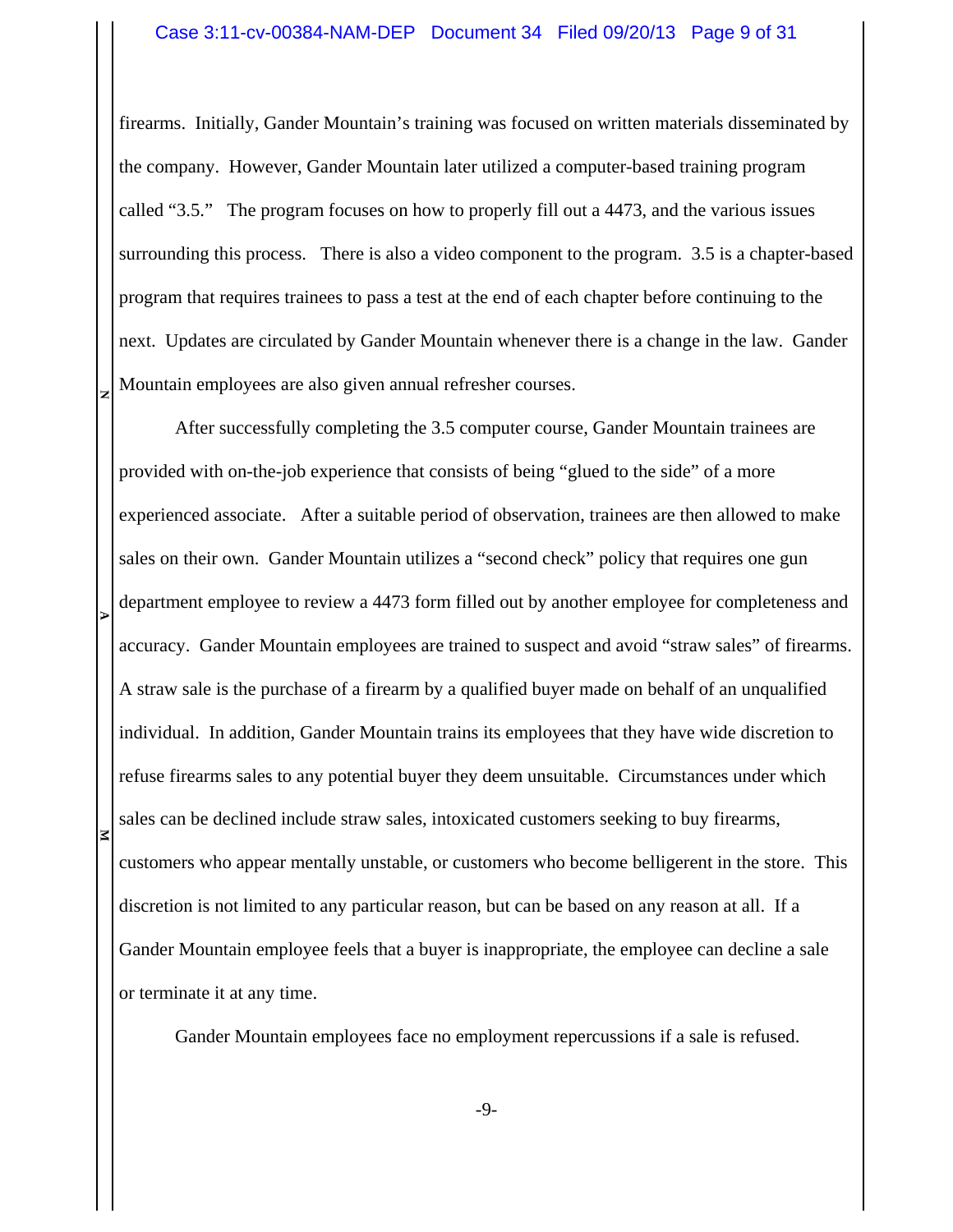firearms. Initially, Gander Mountain's training was focused on written materials disseminated by the company. However, Gander Mountain later utilized a computer-based training program called "3.5." The program focuses on how to properly fill out a 4473, and the various issues surrounding this process. There is also a video component to the program. 3.5 is a chapter-based program that requires trainees to pass a test at the end of each chapter before continuing to the next. Updates are circulated by Gander Mountain whenever there is a change in the law. Gander Mountain employees are also given annual refresher courses.

After successfully completing the 3.5 computer course, Gander Mountain trainees are provided with on-the-job experience that consists of being "glued to the side" of a more experienced associate. After a suitable period of observation, trainees are then allowed to make sales on their own. Gander Mountain utilizes a "second check" policy that requires one gun department employee to review a 4473 form filled out by another employee for completeness and accuracy. Gander Mountain employees are trained to suspect and avoid "straw sales" of firearms. A straw sale is the purchase of a firearm by a qualified buyer made on behalf of an unqualified individual. In addition, Gander Mountain trains its employees that they have wide discretion to refuse firearms sales to any potential buyer they deem unsuitable. Circumstances under which sales can be declined include straw sales, intoxicated customers seeking to buy firearms, customers who appear mentally unstable, or customers who become belligerent in the store. This discretion is not limited to any particular reason, but can be based on any reason at all. If a Gander Mountain employee feels that a buyer is inappropriate, the employee can decline a sale or terminate it at any time.

Gander Mountain employees face no employment repercussions if a sale is refused.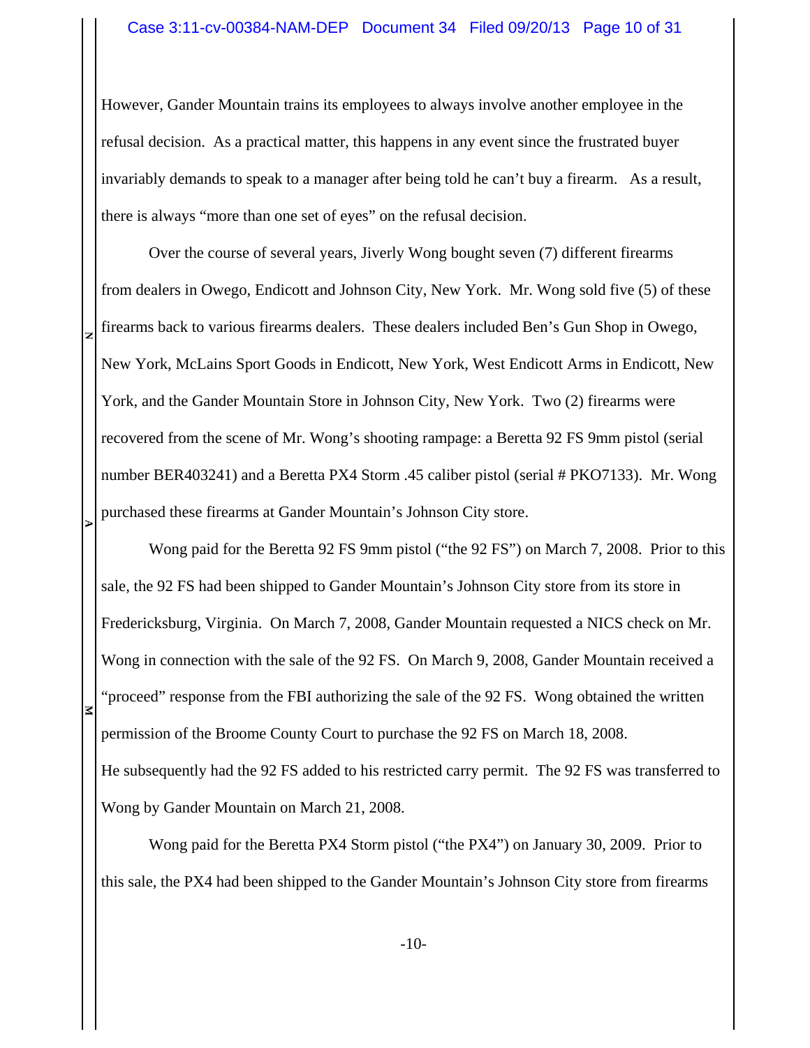However, Gander Mountain trains its employees to always involve another employee in the refusal decision. As a practical matter, this happens in any event since the frustrated buyer invariably demands to speak to a manager after being told he can't buy a firearm. As a result, there is always "more than one set of eyes" on the refusal decision.

Over the course of several years, Jiverly Wong bought seven (7) different firearms from dealers in Owego, Endicott and Johnson City, New York. Mr. Wong sold five (5) of these firearms back to various firearms dealers. These dealers included Ben's Gun Shop in Owego, New York, McLains Sport Goods in Endicott, New York, West Endicott Arms in Endicott, New York, and the Gander Mountain Store in Johnson City, New York. Two (2) firearms were recovered from the scene of Mr. Wong's shooting rampage: a Beretta 92 FS 9mm pistol (serial number BER403241) and a Beretta PX4 Storm .45 caliber pistol (serial # PKO7133). Mr. Wong purchased these firearms at Gander Mountain's Johnson City store.

Wong paid for the Beretta 92 FS 9mm pistol ("the 92 FS") on March 7, 2008. Prior to this sale, the 92 FS had been shipped to Gander Mountain's Johnson City store from its store in Fredericksburg, Virginia. On March 7, 2008, Gander Mountain requested a NICS check on Mr. Wong in connection with the sale of the 92 FS. On March 9, 2008, Gander Mountain received a "proceed" response from the FBI authorizing the sale of the 92 FS. Wong obtained the written permission of the Broome County Court to purchase the 92 FS on March 18, 2008. He subsequently had the 92 FS added to his restricted carry permit. The 92 FS was transferred to Wong by Gander Mountain on March 21, 2008.

Wong paid for the Beretta PX4 Storm pistol ("the PX4") on January 30, 2009. Prior to this sale, the PX4 had been shipped to the Gander Mountain's Johnson City store from firearms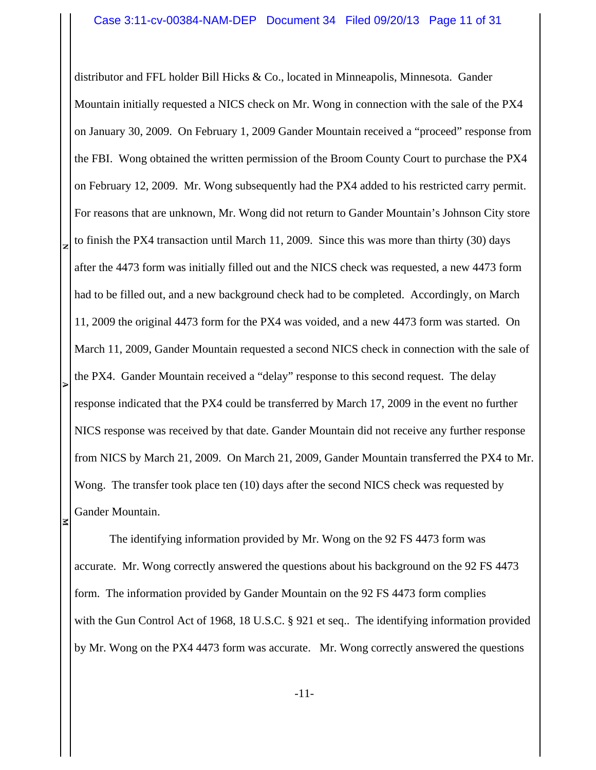distributor and FFL holder Bill Hicks & Co., located in Minneapolis, Minnesota. Gander Mountain initially requested a NICS check on Mr. Wong in connection with the sale of the PX4 on January 30, 2009. On February 1, 2009 Gander Mountain received a "proceed" response from the FBI. Wong obtained the written permission of the Broom County Court to purchase the PX4 on February 12, 2009. Mr. Wong subsequently had the PX4 added to his restricted carry permit. For reasons that are unknown, Mr. Wong did not return to Gander Mountain's Johnson City store to finish the PX4 transaction until March 11, 2009. Since this was more than thirty (30) days after the 4473 form was initially filled out and the NICS check was requested, a new 4473 form had to be filled out, and a new background check had to be completed. Accordingly, on March 11, 2009 the original 4473 form for the PX4 was voided, and a new 4473 form was started. On March 11, 2009, Gander Mountain requested a second NICS check in connection with the sale of the PX4. Gander Mountain received a "delay" response to this second request. The delay response indicated that the PX4 could be transferred by March 17, 2009 in the event no further NICS response was received by that date. Gander Mountain did not receive any further response from NICS by March 21, 2009. On March 21, 2009, Gander Mountain transferred the PX4 to Mr. Wong. The transfer took place ten (10) days after the second NICS check was requested by Gander Mountain.

The identifying information provided by Mr. Wong on the 92 FS 4473 form was accurate. Mr. Wong correctly answered the questions about his background on the 92 FS 4473 form. The information provided by Gander Mountain on the 92 FS 4473 form complies with the Gun Control Act of 1968, 18 U.S.C. § 921 et seq.. The identifying information provided by Mr. Wong on the PX4 4473 form was accurate. Mr. Wong correctly answered the questions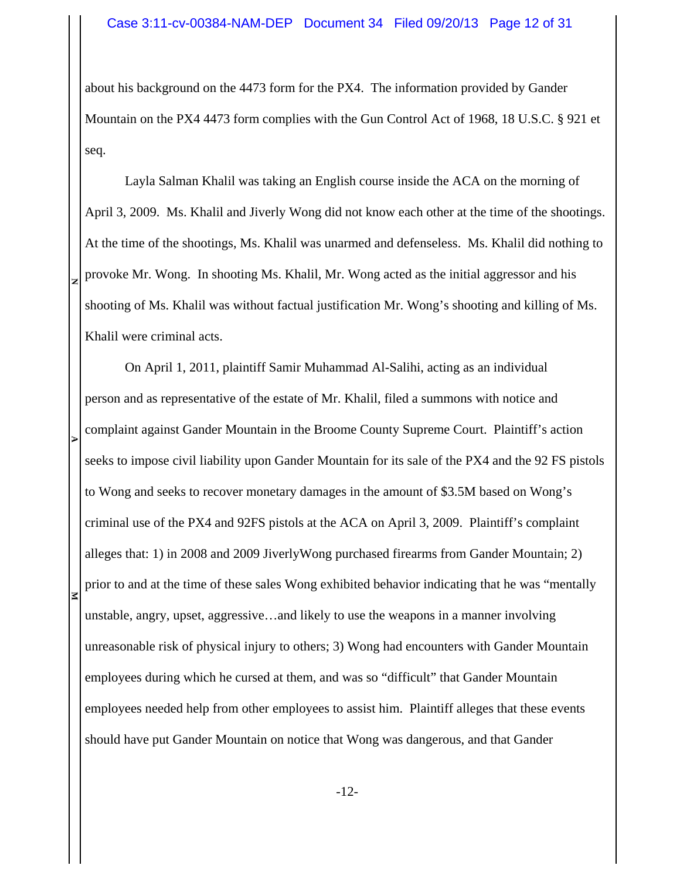about his background on the 4473 form for the PX4. The information provided by Gander Mountain on the PX4 4473 form complies with the Gun Control Act of 1968, 18 U.S.C. § 921 et seq.

Layla Salman Khalil was taking an English course inside the ACA on the morning of April 3, 2009. Ms. Khalil and Jiverly Wong did not know each other at the time of the shootings. At the time of the shootings, Ms. Khalil was unarmed and defenseless. Ms. Khalil did nothing to provoke Mr. Wong. In shooting Ms. Khalil, Mr. Wong acted as the initial aggressor and his shooting of Ms. Khalil was without factual justification Mr. Wong's shooting and killing of Ms. Khalil were criminal acts.

On April 1, 2011, plaintiff Samir Muhammad Al-Salihi, acting as an individual person and as representative of the estate of Mr. Khalil, filed a summons with notice and complaint against Gander Mountain in the Broome County Supreme Court. Plaintiff's action seeks to impose civil liability upon Gander Mountain for its sale of the PX4 and the 92 FS pistols to Wong and seeks to recover monetary damages in the amount of $3.5M based on Wong's criminal use of the PX4 and 92FS pistols at the ACA on April 3, 2009. Plaintiff's complaint alleges that: 1) in 2008 and 2009 JiverlyWong purchased firearms from Gander Mountain; 2) prior to and at the time of these sales Wong exhibited behavior indicating that he was "mentally unstable, angry, upset, aggressive…and likely to use the weapons in a manner involving unreasonable risk of physical injury to others; 3) Wong had encounters with Gander Mountain employees during which he cursed at them, and was so "difficult" that Gander Mountain employees needed help from other employees to assist him. Plaintiff alleges that these events should have put Gander Mountain on notice that Wong was dangerous, and that Gander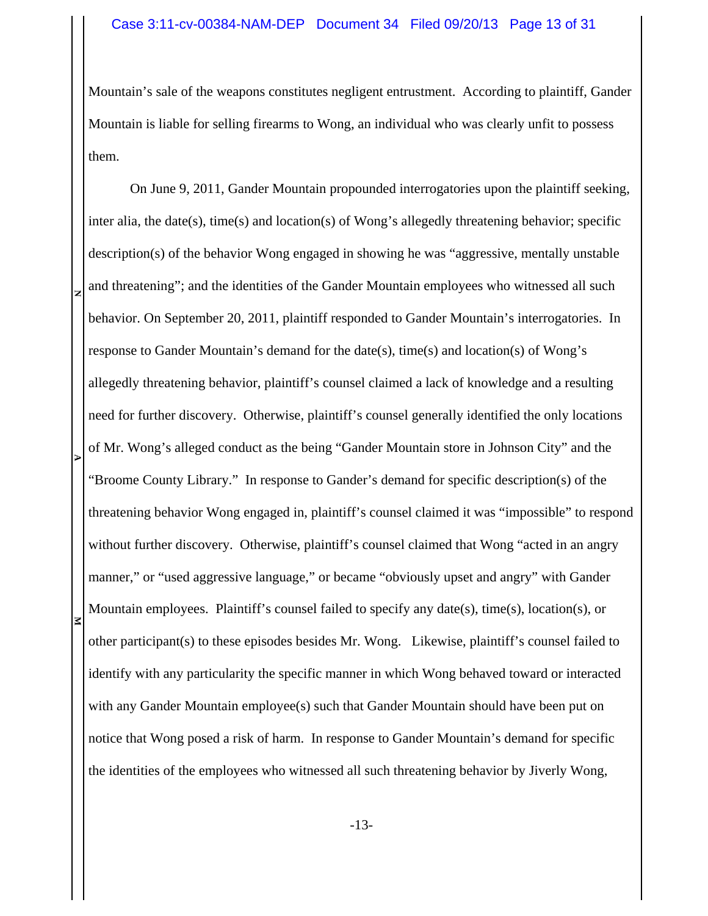Mountain's sale of the weapons constitutes negligent entrustment. According to plaintiff, Gander Mountain is liable for selling firearms to Wong, an individual who was clearly unfit to possess them.

On June 9, 2011, Gander Mountain propounded interrogatories upon the plaintiff seeking, inter alia, the date(s), time(s) and location(s) of Wong's allegedly threatening behavior; specific description(s) of the behavior Wong engaged in showing he was "aggressive, mentally unstable and threatening"; and the identities of the Gander Mountain employees who witnessed all such behavior. On September 20, 2011, plaintiff responded to Gander Mountain's interrogatories. In response to Gander Mountain's demand for the date(s), time(s) and location(s) of Wong's allegedly threatening behavior, plaintiff's counsel claimed a lack of knowledge and a resulting need for further discovery. Otherwise, plaintiff's counsel generally identified the only locations of Mr. Wong's alleged conduct as the being "Gander Mountain store in Johnson City" and the "Broome County Library." In response to Gander's demand for specific description(s) of the threatening behavior Wong engaged in, plaintiff's counsel claimed it was "impossible" to respond without further discovery. Otherwise, plaintiff's counsel claimed that Wong "acted in an angry manner," or "used aggressive language," or became "obviously upset and angry" with Gander Mountain employees. Plaintiff's counsel failed to specify any date(s), time(s), location(s), or other participant(s) to these episodes besides Mr. Wong. Likewise, plaintiff's counsel failed to identify with any particularity the specific manner in which Wong behaved toward or interacted with any Gander Mountain employee(s) such that Gander Mountain should have been put on notice that Wong posed a risk of harm. In response to Gander Mountain's demand for specific the identities of the employees who witnessed all such threatening behavior by Jiverly Wong,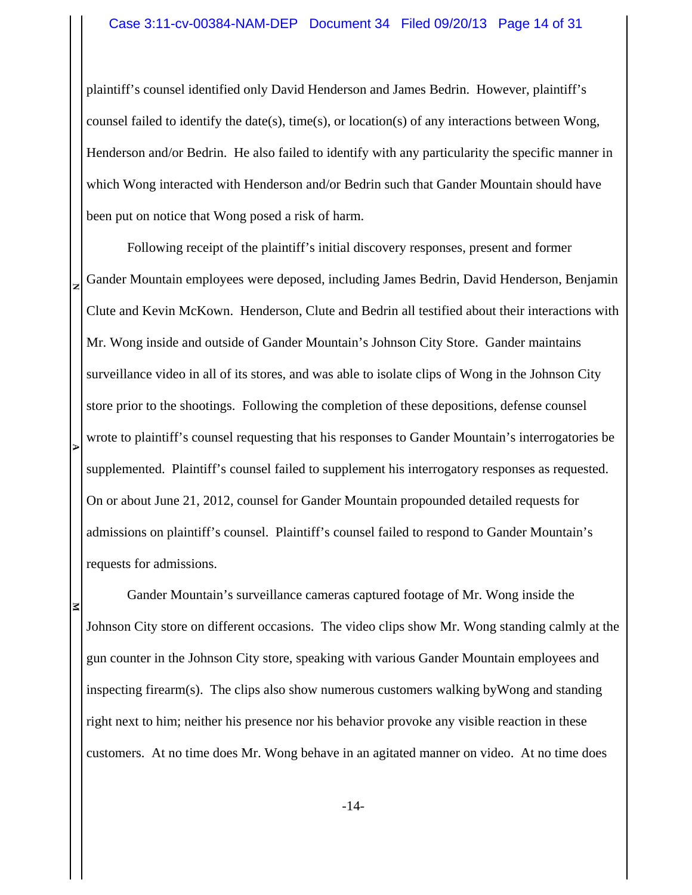plaintiff's counsel identified only David Henderson and James Bedrin. However, plaintiff's counsel failed to identify the date(s), time(s), or location(s) of any interactions between Wong, Henderson and/or Bedrin. He also failed to identify with any particularity the specific manner in which Wong interacted with Henderson and/or Bedrin such that Gander Mountain should have been put on notice that Wong posed a risk of harm.

Following receipt of the plaintiff's initial discovery responses, present and former Gander Mountain employees were deposed, including James Bedrin, David Henderson, Benjamin Clute and Kevin McKown. Henderson, Clute and Bedrin all testified about their interactions with Mr. Wong inside and outside of Gander Mountain's Johnson City Store. Gander maintains surveillance video in all of its stores, and was able to isolate clips of Wong in the Johnson City store prior to the shootings. Following the completion of these depositions, defense counsel wrote to plaintiff's counsel requesting that his responses to Gander Mountain's interrogatories be supplemented. Plaintiff's counsel failed to supplement his interrogatory responses as requested. On or about June 21, 2012, counsel for Gander Mountain propounded detailed requests for admissions on plaintiff's counsel. Plaintiff's counsel failed to respond to Gander Mountain's requests for admissions.

Gander Mountain's surveillance cameras captured footage of Mr. Wong inside the Johnson City store on different occasions. The video clips show Mr. Wong standing calmly at the gun counter in the Johnson City store, speaking with various Gander Mountain employees and inspecting firearm(s). The clips also show numerous customers walking byWong and standing right next to him; neither his presence nor his behavior provoke any visible reaction in these customers. At no time does Mr. Wong behave in an agitated manner on video. At no time does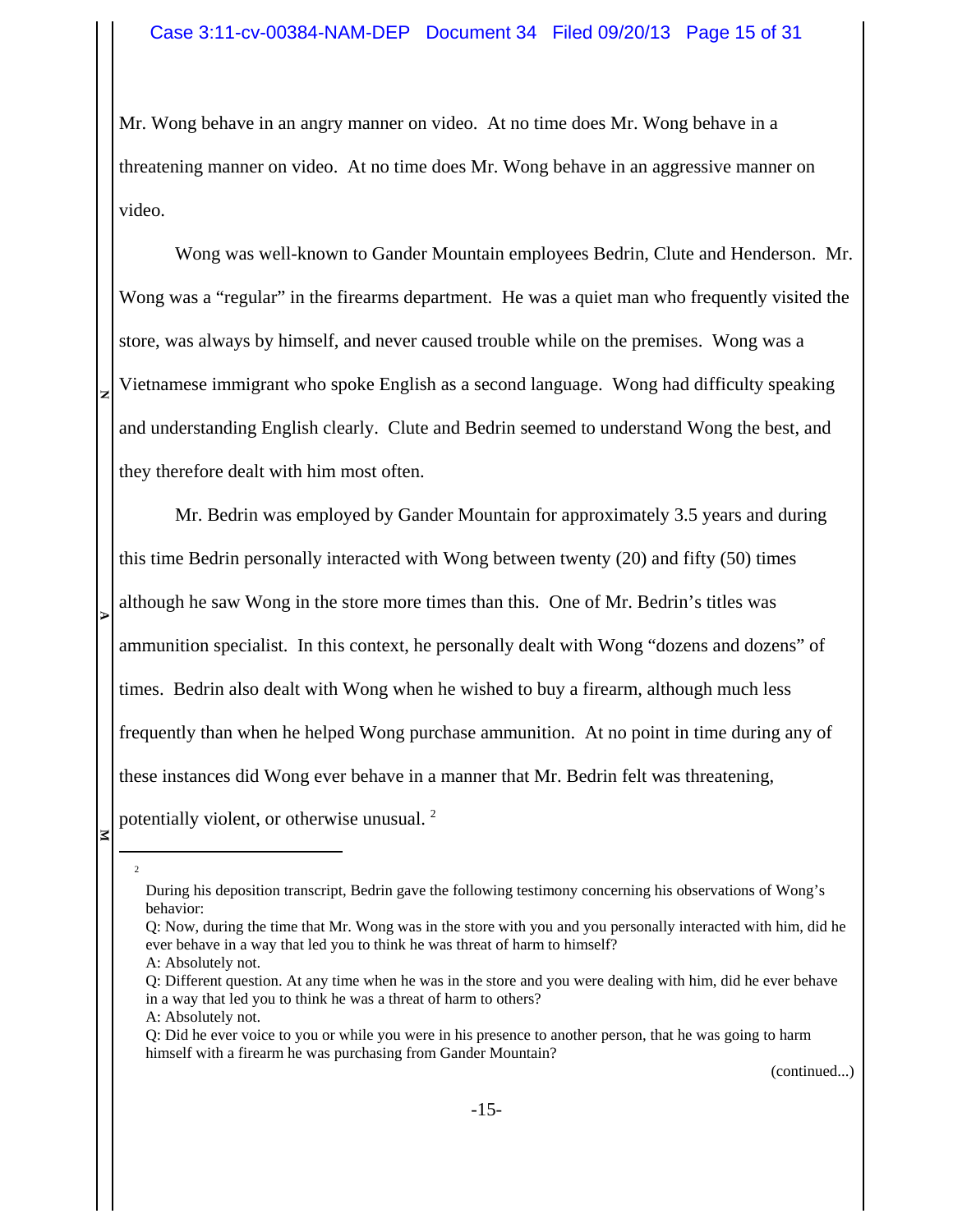Mr. Wong behave in an angry manner on video. At no time does Mr. Wong behave in a threatening manner on video. At no time does Mr. Wong behave in an aggressive manner on video.

Wong was well-known to Gander Mountain employees Bedrin, Clute and Henderson. Mr. Wong was a "regular" in the firearms department. He was a quiet man who frequently visited the store, was always by himself, and never caused trouble while on the premises. Wong was a Vietnamese immigrant who spoke English as a second language. Wong had difficulty speaking and understanding English clearly. Clute and Bedrin seemed to understand Wong the best, and they therefore dealt with him most often.

Mr. Bedrin was employed by Gander Mountain for approximately 3.5 years and during this time Bedrin personally interacted with Wong between twenty (20) and fifty (50) times although he saw Wong in the store more times than this. One of Mr. Bedrin's titles was ammunition specialist. In this context, he personally dealt with Wong "dozens and dozens" of times. Bedrin also dealt with Wong when he wished to buy a firearm, although much less frequently than when he helped Wong purchase ammunition. At no point in time during any of these instances did Wong ever behave in a manner that Mr. Bedrin felt was threatening, potentially violent, or otherwise unusual. [2]

---

[2] During his deposition transcript, Bedrin gave the following testimony concerning his observations of Wong's behavior:

Q: Now, during the time that Mr. Wong was in the store with you and you personally interacted with him, did he ever behave in a way that led you to think he was threat of harm to himself?

A: Absolutely not.

Q: Different question. At any time when he was in the store and you were dealing with him, did he ever behave in a way that led you to think he was a threat of harm to others?

A: Absolutely not.

Q: Did he ever voice to you or while you were in his presence to another person, that he was going to harm himself with a firearm he was purchasing from Gander Mountain?

(continued...)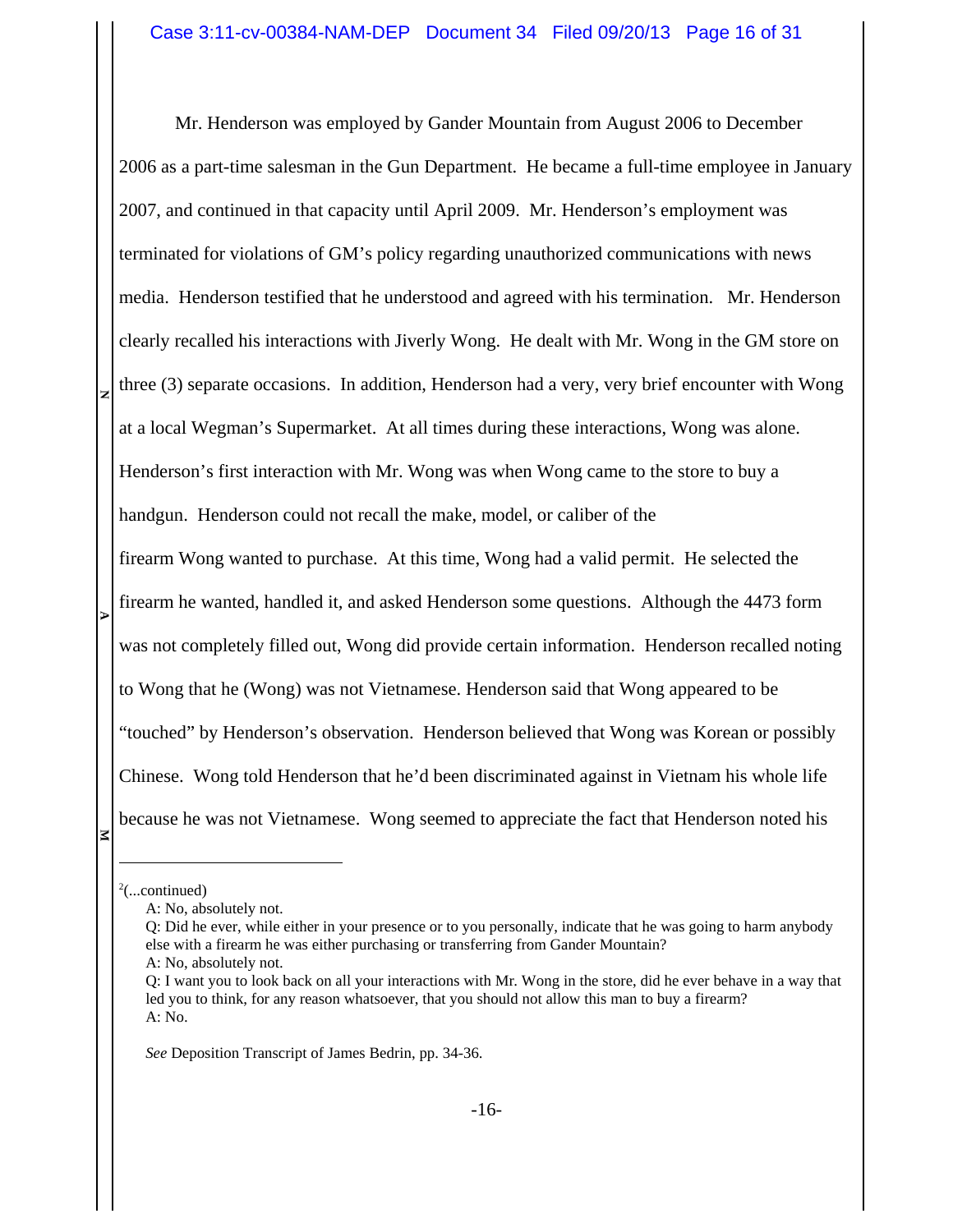Mr. Henderson was employed by Gander Mountain from August 2006 to December 2006 as a part-time salesman in the Gun Department. He became a full-time employee in January 2007, and continued in that capacity until April 2009. Mr. Henderson's employment was terminated for violations of GM's policy regarding unauthorized communications with news media. Henderson testified that he understood and agreed with his termination. Mr. Henderson clearly recalled his interactions with Jiverly Wong. He dealt with Mr. Wong in the GM store on three (3) separate occasions. In addition, Henderson had a very, very brief encounter with Wong at a local Wegman's Supermarket. At all times during these interactions, Wong was alone. Henderson's first interaction with Mr. Wong was when Wong came to the store to buy a handgun. Henderson could not recall the make, model, or caliber of the firearm Wong wanted to purchase. At this time, Wong had a valid permit. He selected the firearm he wanted, handled it, and asked Henderson some questions. Although the 4473 form was not completely filled out, Wong did provide certain information. Henderson recalled noting to Wong that he (Wong) was not Vietnamese. Henderson said that Wong appeared to be "touched" by Henderson's observation. Henderson believed that Wong was Korean or possibly Chinese. Wong told Henderson that he'd been discriminated against in Vietnam his whole life because he was not Vietnamese. Wong seemed to appreciate the fact that Henderson noted his

---

[2](...continued)

A: No, absolutely not.

Q: Did he ever, while either in your presence or to you personally, indicate that he was going to harm anybody else with a firearm he was either purchasing or transferring from Gander Mountain?

A: No, absolutely not.

Q: I want you to look back on all your interactions with Mr. Wong in the store, did he ever behave in a way that led you to think, for any reason whatsoever, that you should not allow this man to buy a firearm?

A: No.

*See* Deposition Transcript of James Bedrin, pp. 34-36.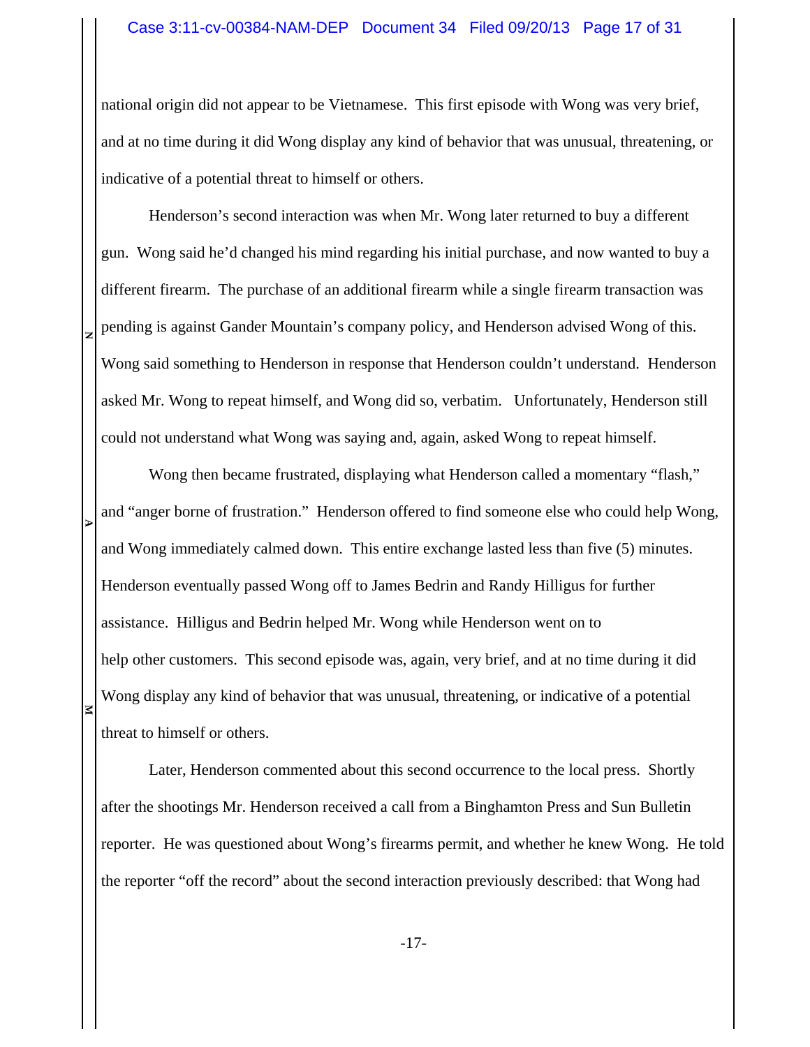national origin did not appear to be Vietnamese. This first episode with Wong was very brief, and at no time during it did Wong display any kind of behavior that was unusual, threatening, or indicative of a potential threat to himself or others.

Henderson's second interaction was when Mr. Wong later returned to buy a different gun. Wong said he'd changed his mind regarding his initial purchase, and now wanted to buy a different firearm. The purchase of an additional firearm while a single firearm transaction was pending is against Gander Mountain's company policy, and Henderson advised Wong of this. Wong said something to Henderson in response that Henderson couldn't understand. Henderson asked Mr. Wong to repeat himself, and Wong did so, verbatim. Unfortunately, Henderson still could not understand what Wong was saying and, again, asked Wong to repeat himself.

Wong then became frustrated, displaying what Henderson called a momentary "flash," and "anger borne of frustration." Henderson offered to find someone else who could help Wong, and Wong immediately calmed down. This entire exchange lasted less than five (5) minutes. Henderson eventually passed Wong off to James Bedrin and Randy Hilligus for further assistance. Hilligus and Bedrin helped Mr. Wong while Henderson went on to help other customers. This second episode was, again, very brief, and at no time during it did Wong display any kind of behavior that was unusual, threatening, or indicative of a potential threat to himself or others.

Later, Henderson commented about this second occurrence to the local press. Shortly after the shootings Mr. Henderson received a call from a Binghamton Press and Sun Bulletin reporter. He was questioned about Wong's firearms permit, and whether he knew Wong. He told the reporter "off the record" about the second interaction previously described: that Wong had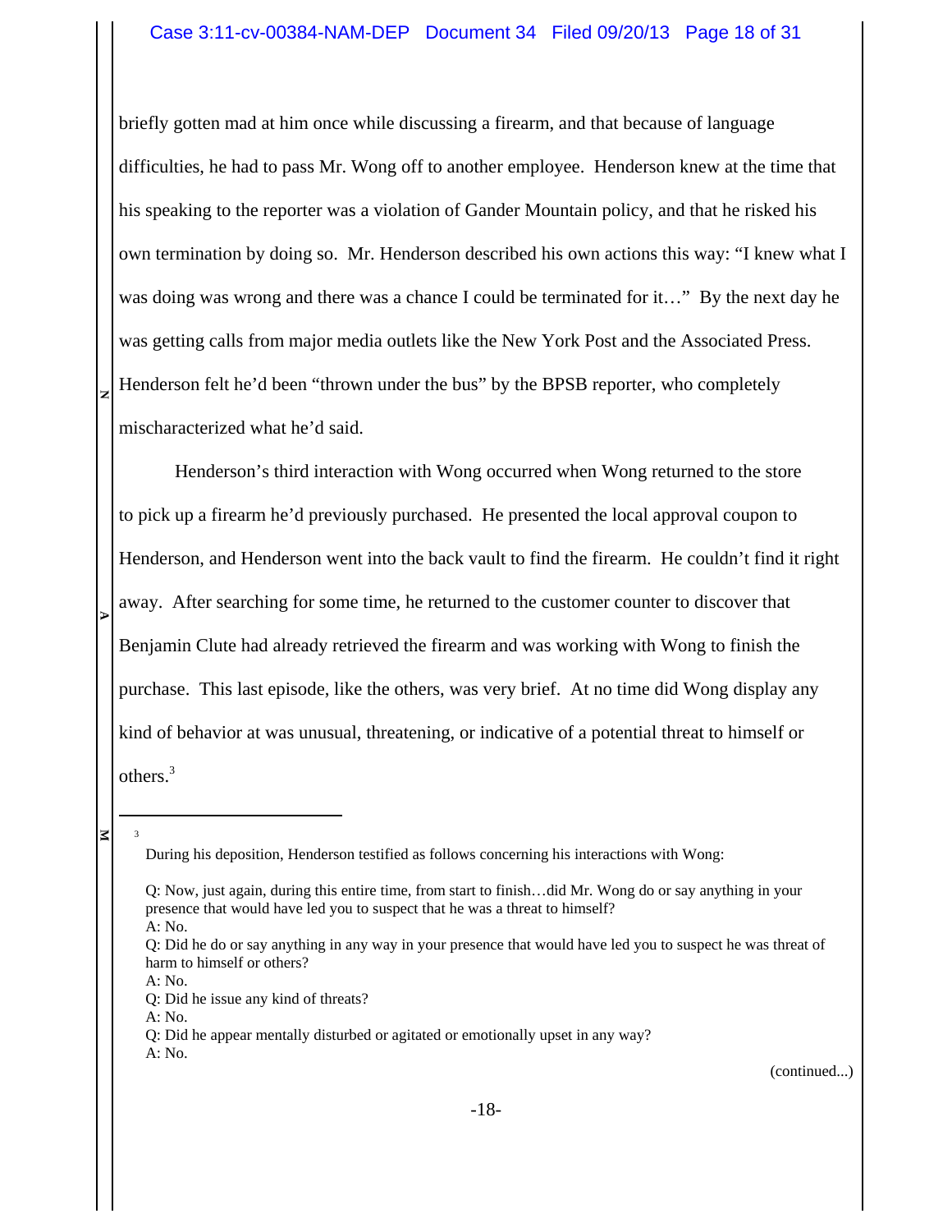briefly gotten mad at him once while discussing a firearm, and that because of language difficulties, he had to pass Mr. Wong off to another employee. Henderson knew at the time that his speaking to the reporter was a violation of Gander Mountain policy, and that he risked his own termination by doing so. Mr. Henderson described his own actions this way: "I knew what I was doing was wrong and there was a chance I could be terminated for it…" By the next day he was getting calls from major media outlets like the New York Post and the Associated Press. Henderson felt he'd been "thrown under the bus" by the BPSB reporter, who completely mischaracterized what he'd said.

Henderson's third interaction with Wong occurred when Wong returned to the store to pick up a firearm he'd previously purchased. He presented the local approval coupon to Henderson, and Henderson went into the back vault to find the firearm. He couldn't find it right away. After searching for some time, he returned to the customer counter to discover that Benjamin Clute had already retrieved the firearm and was working with Wong to finish the purchase. This last episode, like the others, was very brief. At no time did Wong display any kind of behavior at was unusual, threatening, or indicative of a potential threat to himself or others.[3]

---

[3] During his deposition, Henderson testified as follows concerning his interactions with Wong:

Q: Now, just again, during this entire time, from start to finish…did Mr. Wong do or say anything in your presence that would have led you to suspect that he was a threat to himself?
A: No.
Q: Did he do or say anything in any way in your presence that would have led you to suspect he was threat of harm to himself or others?
A: No.
Q: Did he issue any kind of threats?
A: No.
Q: Did he appear mentally disturbed or agitated or emotionally upset in any way?
A: No.

(continued...)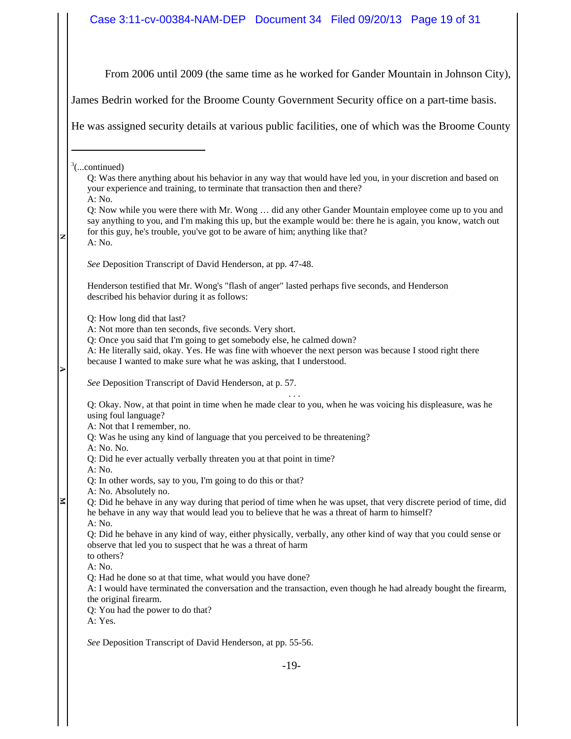From 2006 until 2009 (the same time as he worked for Gander Mountain in Johnson City), James Bedrin worked for the Broome County Government Security office on a part-time basis. He was assigned security details at various public facilities, one of which was the Broome County

---

[3](...continued)

Q: Was there anything about his behavior in any way that would have led you, in your discretion and based on your experience and training, to terminate that transaction then and there?
A: No.
Q: Now while you were there with Mr. Wong … did any other Gander Mountain employee come up to you and say anything to you, and I'm making this up, but the example would be: there he is again, you know, watch out for this guy, he's trouble, you've got to be aware of him; anything like that?
A: No.

*See* Deposition Transcript of David Henderson, at pp. 47-48.

Henderson testified that Mr. Wong's "flash of anger" lasted perhaps five seconds, and Henderson described his behavior during it as follows:

Q: How long did that last?
A: Not more than ten seconds, five seconds. Very short.
Q: Once you said that I'm going to get somebody else, he calmed down?
A: He literally said, okay. Yes. He was fine with whoever the next person was because I stood right there because I wanted to make sure what he was asking, that I understood.

*See* Deposition Transcript of David Henderson, at p. 57.

. . .

Q: Okay. Now, at that point in time when he made clear to you, when he was voicing his displeasure, was he using foul language?
A: Not that I remember, no.
Q: Was he using any kind of language that you perceived to be threatening?
A: No. No.
Q: Did he ever actually verbally threaten you at that point in time?
A: No.
Q: In other words, say to you, I'm going to do this or that?
A: No. Absolutely no.
Q: Did he behave in any way during that period of time when he was upset, that very discrete period of time, did he behave in any way that would lead you to believe that he was a threat of harm to himself?
A: No.
Q: Did he behave in any kind of way, either physically, verbally, any other kind of way that you could sense or observe that led you to suspect that he was a threat of harm to others?
A: No.
Q: Had he done so at that time, what would you have done?
A: I would have terminated the conversation and the transaction, even though he had already bought the firearm, the original firearm.
Q: You had the power to do that?
A: Yes.

*See* Deposition Transcript of David Henderson, at pp. 55-56.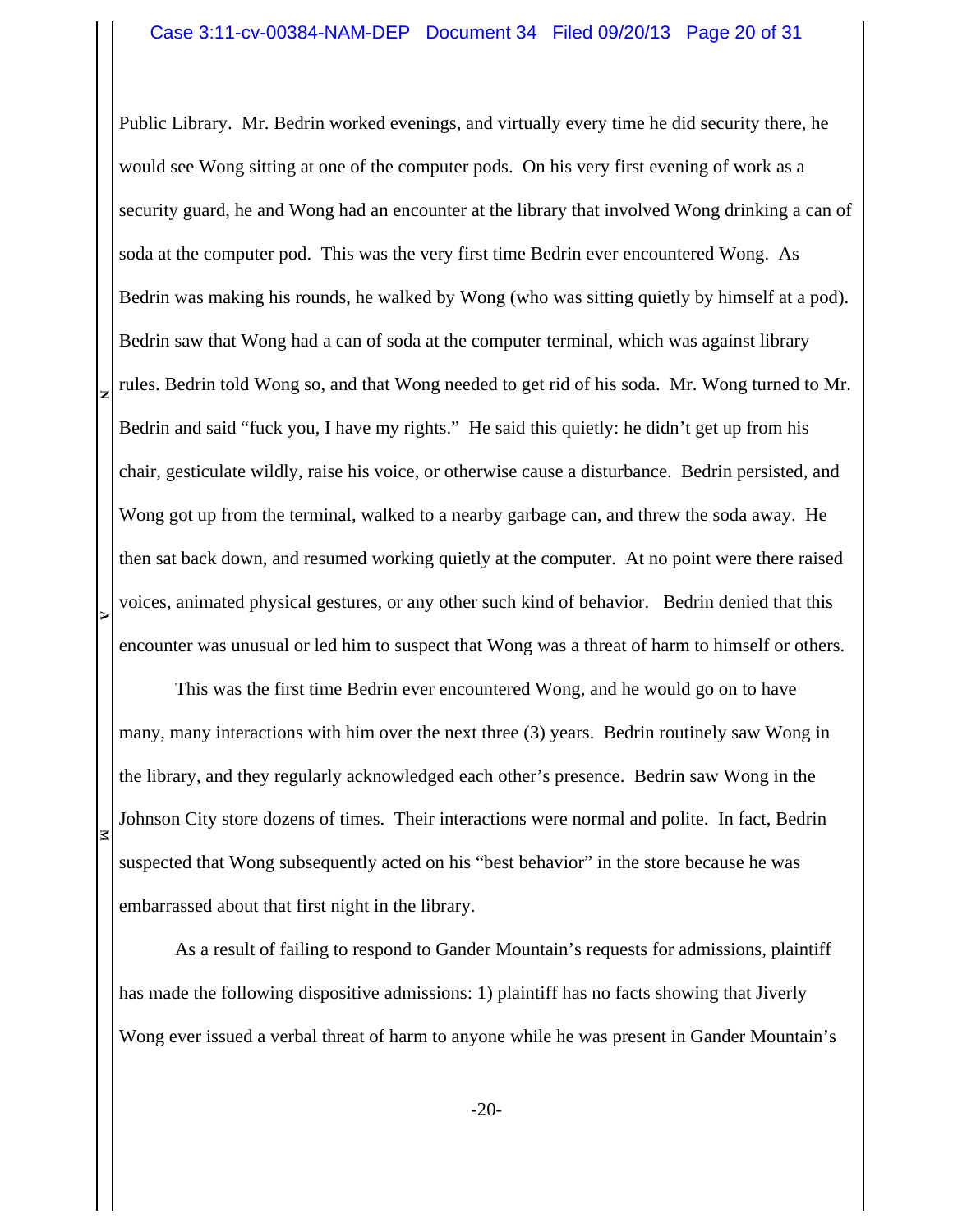Public Library. Mr. Bedrin worked evenings, and virtually every time he did security there, he would see Wong sitting at one of the computer pods. On his very first evening of work as a security guard, he and Wong had an encounter at the library that involved Wong drinking a can of soda at the computer pod. This was the very first time Bedrin ever encountered Wong. As Bedrin was making his rounds, he walked by Wong (who was sitting quietly by himself at a pod). Bedrin saw that Wong had a can of soda at the computer terminal, which was against library rules. Bedrin told Wong so, and that Wong needed to get rid of his soda. Mr. Wong turned to Mr. Bedrin and said "fuck you, I have my rights." He said this quietly: he didn't get up from his chair, gesticulate wildly, raise his voice, or otherwise cause a disturbance. Bedrin persisted, and Wong got up from the terminal, walked to a nearby garbage can, and threw the soda away. He then sat back down, and resumed working quietly at the computer. At no point were there raised voices, animated physical gestures, or any other such kind of behavior. Bedrin denied that this encounter was unusual or led him to suspect that Wong was a threat of harm to himself or others.

This was the first time Bedrin ever encountered Wong, and he would go on to have many, many interactions with him over the next three (3) years. Bedrin routinely saw Wong in the library, and they regularly acknowledged each other's presence. Bedrin saw Wong in the Johnson City store dozens of times. Their interactions were normal and polite. In fact, Bedrin suspected that Wong subsequently acted on his "best behavior" in the store because he was embarrassed about that first night in the library.

As a result of failing to respond to Gander Mountain's requests for admissions, plaintiff has made the following dispositive admissions: 1) plaintiff has no facts showing that Jiverly Wong ever issued a verbal threat of harm to anyone while he was present in Gander Mountain's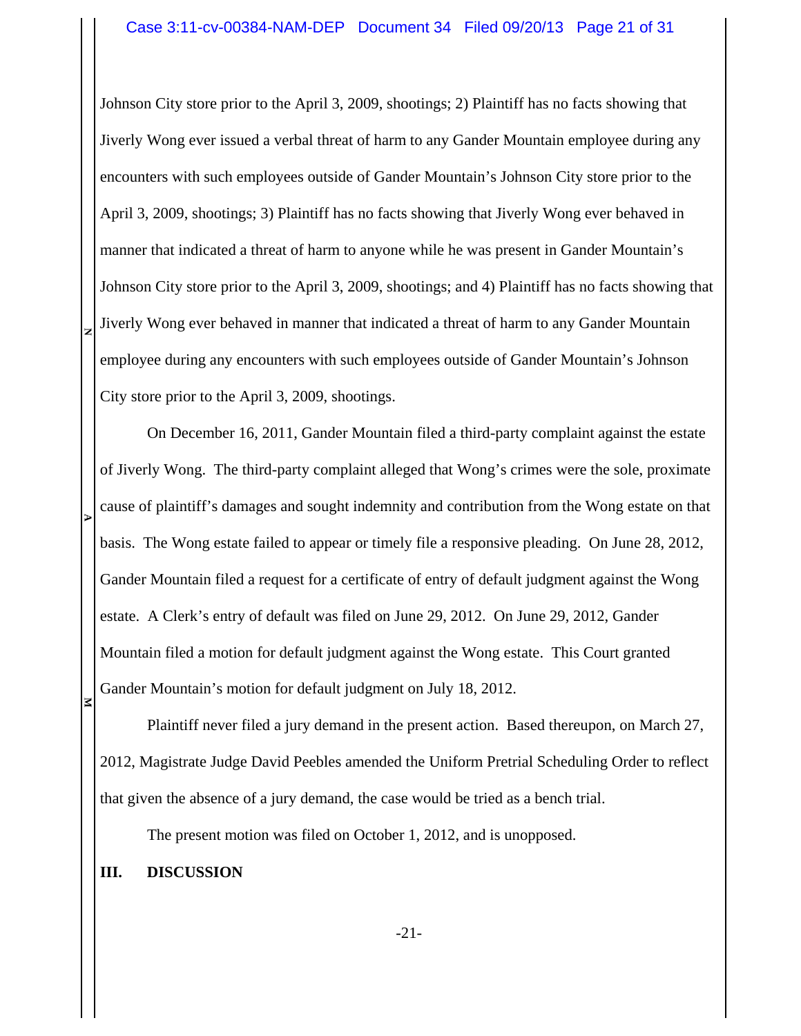Johnson City store prior to the April 3, 2009, shootings; 2) Plaintiff has no facts showing that Jiverly Wong ever issued a verbal threat of harm to any Gander Mountain employee during any encounters with such employees outside of Gander Mountain's Johnson City store prior to the April 3, 2009, shootings; 3) Plaintiff has no facts showing that Jiverly Wong ever behaved in manner that indicated a threat of harm to anyone while he was present in Gander Mountain's Johnson City store prior to the April 3, 2009, shootings; and 4) Plaintiff has no facts showing that Jiverly Wong ever behaved in manner that indicated a threat of harm to any Gander Mountain employee during any encounters with such employees outside of Gander Mountain's Johnson City store prior to the April 3, 2009, shootings.

On December 16, 2011, Gander Mountain filed a third-party complaint against the estate of Jiverly Wong. The third-party complaint alleged that Wong's crimes were the sole, proximate cause of plaintiff's damages and sought indemnity and contribution from the Wong estate on that basis. The Wong estate failed to appear or timely file a responsive pleading. On June 28, 2012, Gander Mountain filed a request for a certificate of entry of default judgment against the Wong estate. A Clerk's entry of default was filed on June 29, 2012. On June 29, 2012, Gander Mountain filed a motion for default judgment against the Wong estate. This Court granted Gander Mountain's motion for default judgment on July 18, 2012.

Plaintiff never filed a jury demand in the present action. Based thereupon, on March 27, 2012, Magistrate Judge David Peebles amended the Uniform Pretrial Scheduling Order to reflect that given the absence of a jury demand, the case would be tried as a bench trial.

The present motion was filed on October 1, 2012, and is unopposed.

## III. DISCUSSION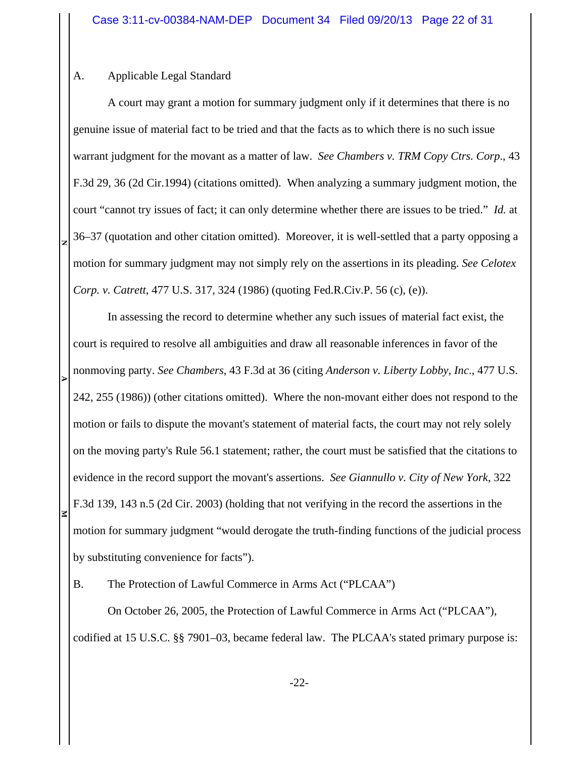A. Applicable Legal Standard

A court may grant a motion for summary judgment only if it determines that there is no genuine issue of material fact to be tried and that the facts as to which there is no such issue warrant judgment for the movant as a matter of law. *See Chambers v. TRM Copy Ctrs. Corp*., 43 F.3d 29, 36 (2d Cir.1994) (citations omitted). When analyzing a summary judgment motion, the court "cannot try issues of fact; it can only determine whether there are issues to be tried." *Id.* at 36–37 (quotation and other citation omitted). Moreover, it is well-settled that a party opposing a motion for summary judgment may not simply rely on the assertions in its pleading. *See Celotex Corp. v. Catrett*, 477 U.S. 317, 324 (1986) (quoting Fed.R.Civ.P. 56 (c), (e)).

In assessing the record to determine whether any such issues of material fact exist, the court is required to resolve all ambiguities and draw all reasonable inferences in favor of the nonmoving party. *See Chambers*, 43 F.3d at 36 (citing *Anderson v. Liberty Lobby, Inc*., 477 U.S. 242, 255 (1986)) (other citations omitted). Where the non-movant either does not respond to the motion or fails to dispute the movant's statement of material facts, the court may not rely solely on the moving party's Rule 56.1 statement; rather, the court must be satisfied that the citations to evidence in the record support the movant's assertions. *See Giannullo v. City of New York*, 322 F.3d 139, 143 n.5 (2d Cir. 2003) (holding that not verifying in the record the assertions in the motion for summary judgment "would derogate the truth-finding functions of the judicial process by substituting convenience for facts").

B. The Protection of Lawful Commerce in Arms Act ("PLCAA")

On October 26, 2005, the Protection of Lawful Commerce in Arms Act ("PLCAA"), codified at 15 U.S.C. §§ 7901–03, became federal law. The PLCAA's stated primary purpose is: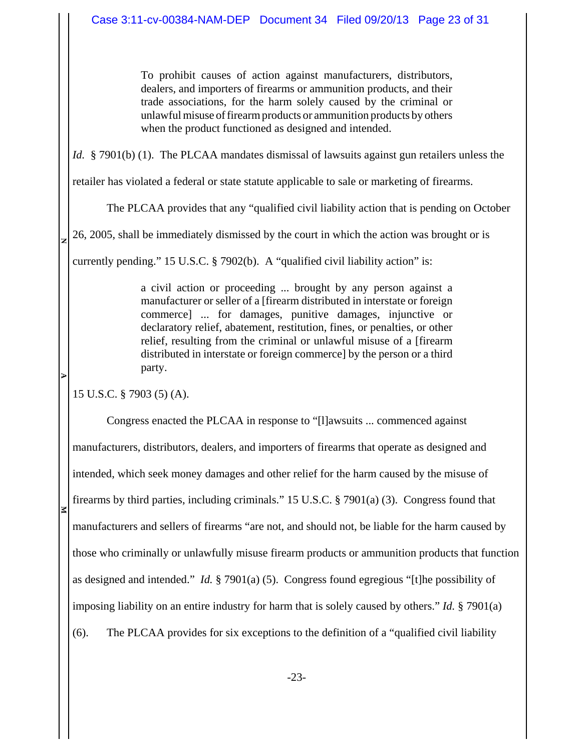> To prohibit causes of action against manufacturers, distributors, dealers, and importers of firearms or ammunition products, and their trade associations, for the harm solely caused by the criminal or unlawful misuse of firearm products or ammunition products by others when the product functioned as designed and intended.

*Id.* § 7901(b) (1). The PLCAA mandates dismissal of lawsuits against gun retailers unless the retailer has violated a federal or state statute applicable to sale or marketing of firearms.

The PLCAA provides that any "qualified civil liability action that is pending on October 26, 2005, shall be immediately dismissed by the court in which the action was brought or is currently pending." 15 U.S.C. § 7902(b). A "qualified civil liability action" is:

> a civil action or proceeding ... brought by any person against a manufacturer or seller of a [firearm distributed in interstate or foreign commerce] ... for damages, punitive damages, injunctive or declaratory relief, abatement, restitution, fines, or penalties, or other relief, resulting from the criminal or unlawful misuse of a [firearm distributed in interstate or foreign commerce] by the person or a third party.

15 U.S.C. § 7903 (5) (A).

Congress enacted the PLCAA in response to "[l]awsuits ... commenced against manufacturers, distributors, dealers, and importers of firearms that operate as designed and intended, which seek money damages and other relief for the harm caused by the misuse of firearms by third parties, including criminals." 15 U.S.C. § 7901(a) (3). Congress found that manufacturers and sellers of firearms "are not, and should not, be liable for the harm caused by those who criminally or unlawfully misuse firearm products or ammunition products that function as designed and intended." *Id.* § 7901(a) (5). Congress found egregious "[t]he possibility of imposing liability on an entire industry for harm that is solely caused by others." *Id.* § 7901(a) (6). The PLCAA provides for six exceptions to the definition of a "qualified civil liability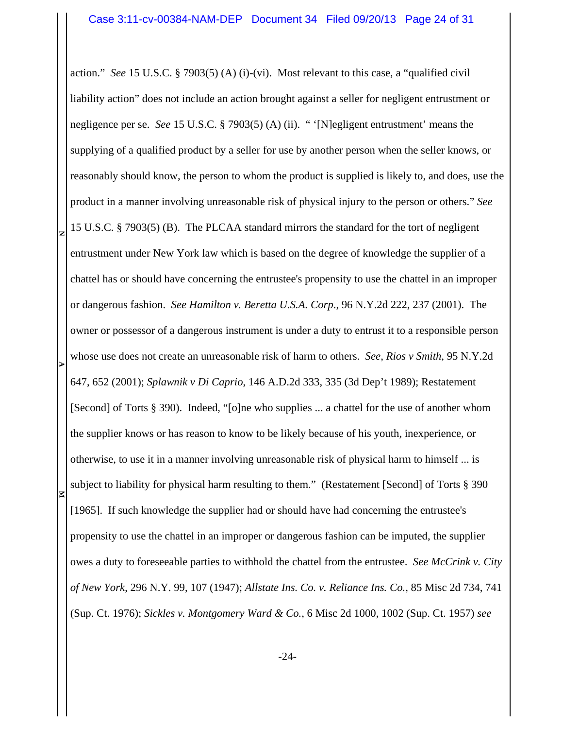action." *See* 15 U.S.C. § 7903(5) (A) (i)-(vi). Most relevant to this case, a "qualified civil liability action" does not include an action brought against a seller for negligent entrustment or negligence per se. *See* 15 U.S.C. § 7903(5) (A) (ii). " '[N]egligent entrustment' means the supplying of a qualified product by a seller for use by another person when the seller knows, or reasonably should know, the person to whom the product is supplied is likely to, and does, use the product in a manner involving unreasonable risk of physical injury to the person or others." *See* 15 U.S.C. § 7903(5) (B). The PLCAA standard mirrors the standard for the tort of negligent entrustment under New York law which is based on the degree of knowledge the supplier of a chattel has or should have concerning the entrustee's propensity to use the chattel in an improper or dangerous fashion. *See Hamilton v. Beretta U.S.A. Corp*., 96 N.Y.2d 222, 237 (2001). The owner or possessor of a dangerous instrument is under a duty to entrust it to a responsible person whose use does not create an unreasonable risk of harm to others. *See*, *Rios v Smith*, 95 N.Y.2d 647, 652 (2001); *Splawnik v Di Caprio*, 146 A.D.2d 333, 335 (3d Dep't 1989); Restatement [Second] of Torts § 390). Indeed, "[o]ne who supplies ... a chattel for the use of another whom the supplier knows or has reason to know to be likely because of his youth, inexperience, or otherwise, to use it in a manner involving unreasonable risk of physical harm to himself ... is subject to liability for physical harm resulting to them." (Restatement [Second] of Torts § 390 [1965]. If such knowledge the supplier had or should have had concerning the entrustee's propensity to use the chattel in an improper or dangerous fashion can be imputed, the supplier owes a duty to foreseeable parties to withhold the chattel from the entrustee. *See McCrink v. City of New York*, 296 N.Y. 99, 107 (1947); *Allstate Ins. Co. v. Reliance Ins. Co.*, 85 Misc 2d 734, 741 (Sup. Ct. 1976); *Sickles v. Montgomery Ward & Co.*, 6 Misc 2d 1000, 1002 (Sup. Ct. 1957) *see*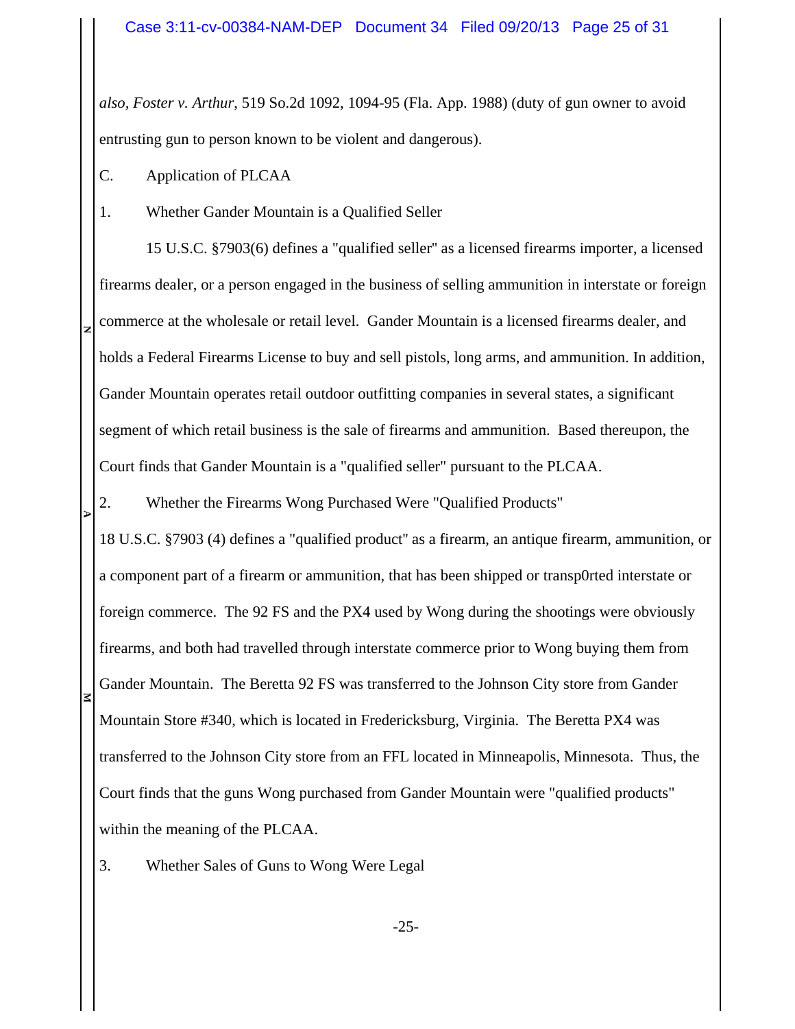*also*, *Foster v. Arthur*, 519 So.2d 1092, 1094-95 (Fla. App. 1988) (duty of gun owner to avoid entrusting gun to person known to be violent and dangerous).

C. Application of PLCAA

1. Whether Gander Mountain is a Qualified Seller

15 U.S.C. §7903(6) defines a "qualified seller" as a licensed firearms importer, a licensed firearms dealer, or a person engaged in the business of selling ammunition in interstate or foreign commerce at the wholesale or retail level. Gander Mountain is a licensed firearms dealer, and holds a Federal Firearms License to buy and sell pistols, long arms, and ammunition. In addition, Gander Mountain operates retail outdoor outfitting companies in several states, a significant segment of which retail business is the sale of firearms and ammunition. Based thereupon, the Court finds that Gander Mountain is a "qualified seller" pursuant to the PLCAA.

2. Whether the Firearms Wong Purchased Were "Qualified Products"

18 U.S.C. §7903 (4) defines a "qualified product" as a firearm, an antique firearm, ammunition, or a component part of a firearm or ammunition, that has been shipped or transp0rted interstate or foreign commerce. The 92 FS and the PX4 used by Wong during the shootings were obviously firearms, and both had travelled through interstate commerce prior to Wong buying them from Gander Mountain. The Beretta 92 FS was transferred to the Johnson City store from Gander Mountain Store #340, which is located in Fredericksburg, Virginia. The Beretta PX4 was transferred to the Johnson City store from an FFL located in Minneapolis, Minnesota. Thus, the Court finds that the guns Wong purchased from Gander Mountain were "qualified products" within the meaning of the PLCAA.

3. Whether Sales of Guns to Wong Were Legal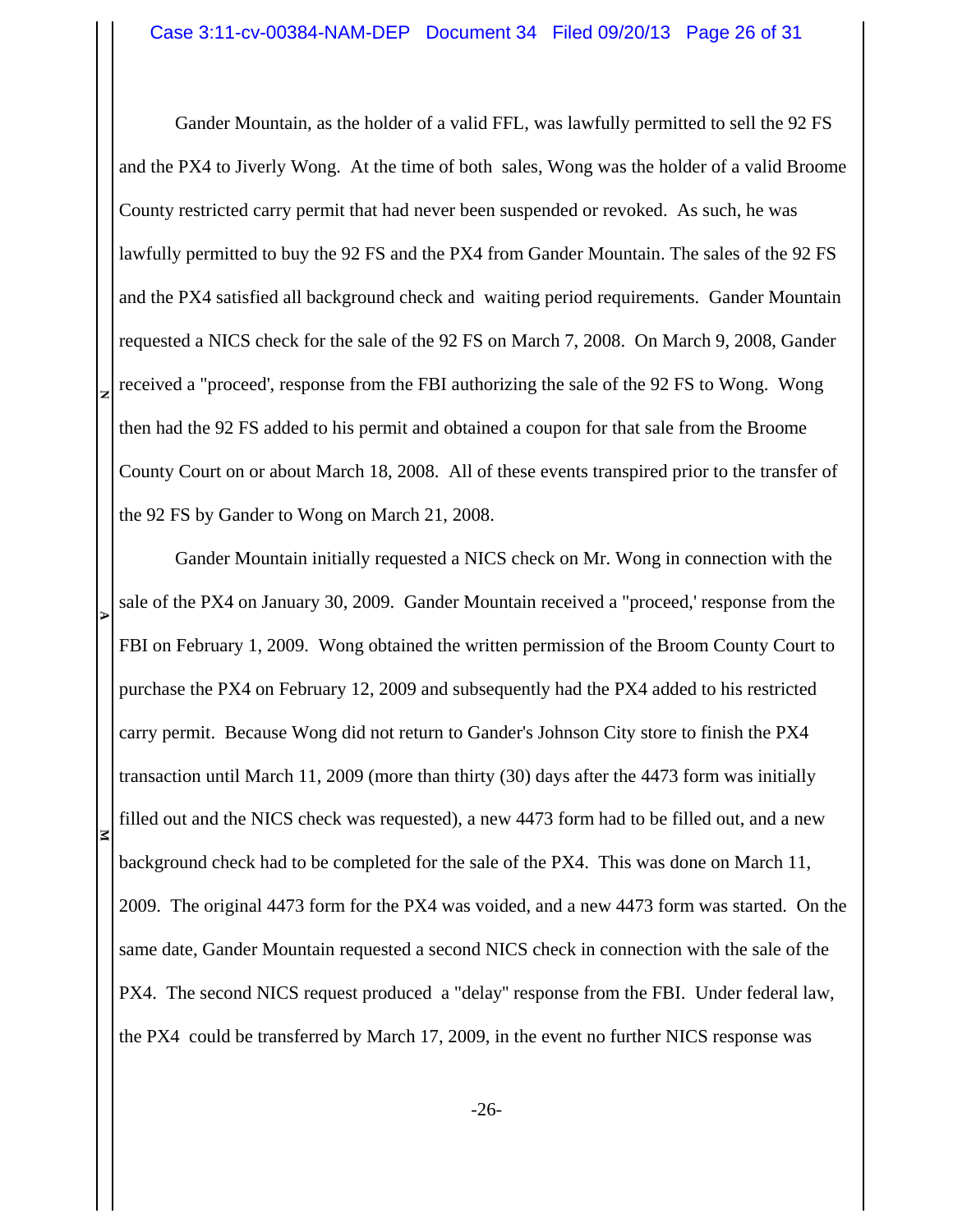Gander Mountain, as the holder of a valid FFL, was lawfully permitted to sell the 92 FS and the PX4 to Jiverly Wong. At the time of both sales, Wong was the holder of a valid Broome County restricted carry permit that had never been suspended or revoked. As such, he was lawfully permitted to buy the 92 FS and the PX4 from Gander Mountain. The sales of the 92 FS and the PX4 satisfied all background check and waiting period requirements. Gander Mountain requested a NICS check for the sale of the 92 FS on March 7, 2008. On March 9, 2008, Gander received a "proceed', response from the FBI authorizing the sale of the 92 FS to Wong. Wong then had the 92 FS added to his permit and obtained a coupon for that sale from the Broome County Court on or about March 18, 2008. All of these events transpired prior to the transfer of the 92 FS by Gander to Wong on March 21, 2008.

Gander Mountain initially requested a NICS check on Mr. Wong in connection with the sale of the PX4 on January 30, 2009. Gander Mountain received a "proceed,' response from the FBI on February 1, 2009. Wong obtained the written permission of the Broom County Court to purchase the PX4 on February 12, 2009 and subsequently had the PX4 added to his restricted carry permit. Because Wong did not return to Gander's Johnson City store to finish the PX4 transaction until March 11, 2009 (more than thirty (30) days after the 4473 form was initially filled out and the NICS check was requested), a new 4473 form had to be filled out, and a new background check had to be completed for the sale of the PX4. This was done on March 11, 2009. The original 4473 form for the PX4 was voided, and a new 4473 form was started. On the same date, Gander Mountain requested a second NICS check in connection with the sale of the PX4. The second NICS request produced a "delay" response from the FBI. Under federal law, the PX4 could be transferred by March 17, 2009, in the event no further NICS response was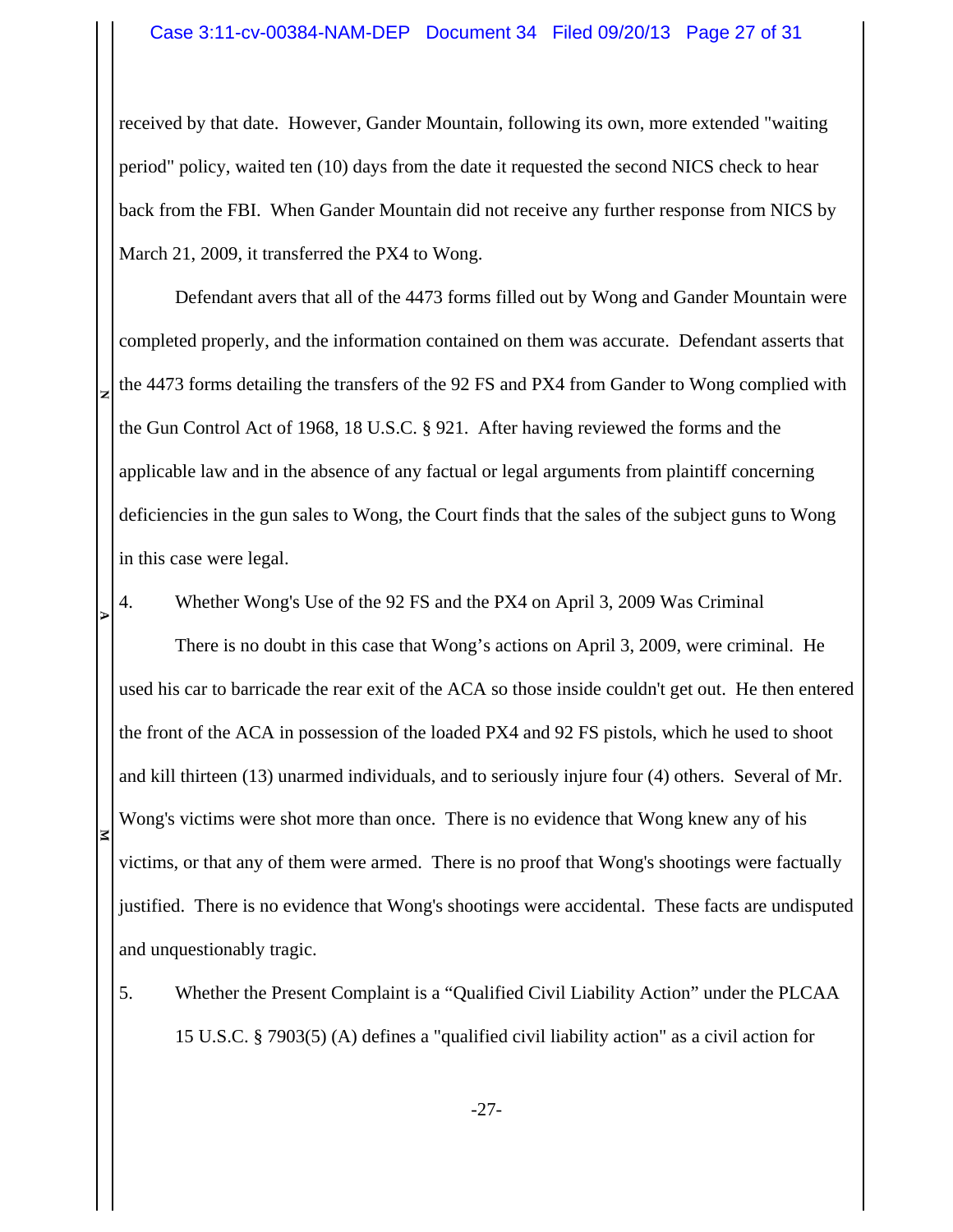received by that date. However, Gander Mountain, following its own, more extended "waiting period" policy, waited ten (10) days from the date it requested the second NICS check to hear back from the FBI. When Gander Mountain did not receive any further response from NICS by March 21, 2009, it transferred the PX4 to Wong.

Defendant avers that all of the 4473 forms filled out by Wong and Gander Mountain were completed properly, and the information contained on them was accurate. Defendant asserts that the 4473 forms detailing the transfers of the 92 FS and PX4 from Gander to Wong complied with the Gun Control Act of 1968, 18 U.S.C. § 921. After having reviewed the forms and the applicable law and in the absence of any factual or legal arguments from plaintiff concerning deficiencies in the gun sales to Wong, the Court finds that the sales of the subject guns to Wong in this case were legal.

4. Whether Wong's Use of the 92 FS and the PX4 on April 3, 2009 Was Criminal

There is no doubt in this case that Wong's actions on April 3, 2009, were criminal. He used his car to barricade the rear exit of the ACA so those inside couldn't get out. He then entered the front of the ACA in possession of the loaded PX4 and 92 FS pistols, which he used to shoot and kill thirteen (13) unarmed individuals, and to seriously injure four (4) others. Several of Mr. Wong's victims were shot more than once. There is no evidence that Wong knew any of his victims, or that any of them were armed. There is no proof that Wong's shootings were factually justified. There is no evidence that Wong's shootings were accidental. These facts are undisputed and unquestionably tragic.

5. Whether the Present Complaint is a "Qualified Civil Liability Action" under the PLCAA

15 U.S.C. § 7903(5) (A) defines a "qualified civil liability action" as a civil action for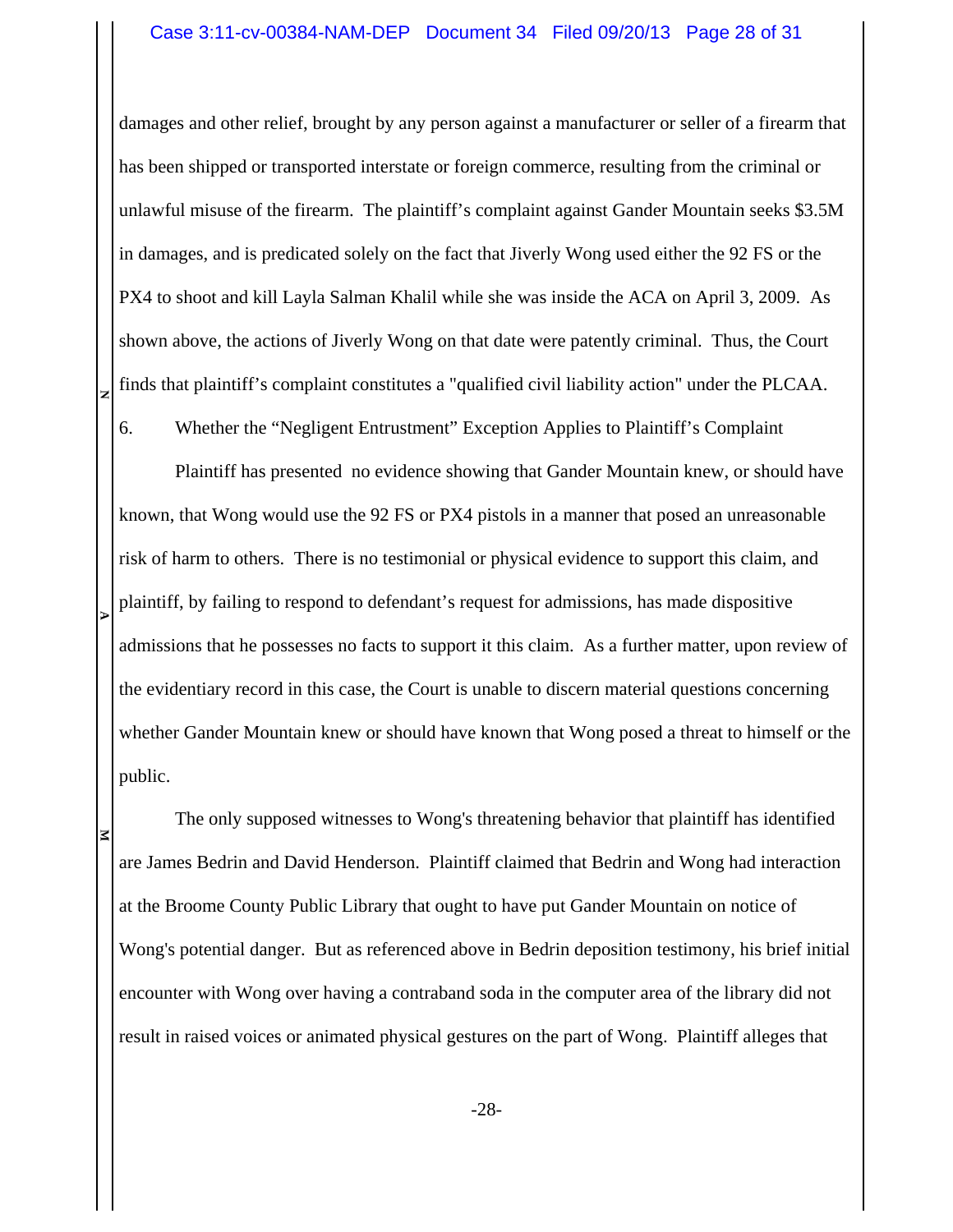damages and other relief, brought by any person against a manufacturer or seller of a firearm that has been shipped or transported interstate or foreign commerce, resulting from the criminal or unlawful misuse of the firearm. The plaintiff's complaint against Gander Mountain seeks $3.5M in damages, and is predicated solely on the fact that Jiverly Wong used either the 92 FS or the PX4 to shoot and kill Layla Salman Khalil while she was inside the ACA on April 3, 2009. As shown above, the actions of Jiverly Wong on that date were patently criminal. Thus, the Court finds that plaintiff's complaint constitutes a "qualified civil liability action" under the PLCAA.

6. Whether the "Negligent Entrustment" Exception Applies to Plaintiff's Complaint

Plaintiff has presented no evidence showing that Gander Mountain knew, or should have known, that Wong would use the 92 FS or PX4 pistols in a manner that posed an unreasonable risk of harm to others. There is no testimonial or physical evidence to support this claim, and plaintiff, by failing to respond to defendant's request for admissions, has made dispositive admissions that he possesses no facts to support it this claim. As a further matter, upon review of the evidentiary record in this case, the Court is unable to discern material questions concerning whether Gander Mountain knew or should have known that Wong posed a threat to himself or the public.

The only supposed witnesses to Wong's threatening behavior that plaintiff has identified are James Bedrin and David Henderson. Plaintiff claimed that Bedrin and Wong had interaction at the Broome County Public Library that ought to have put Gander Mountain on notice of Wong's potential danger. But as referenced above in Bedrin deposition testimony, his brief initial encounter with Wong over having a contraband soda in the computer area of the library did not result in raised voices or animated physical gestures on the part of Wong. Plaintiff alleges that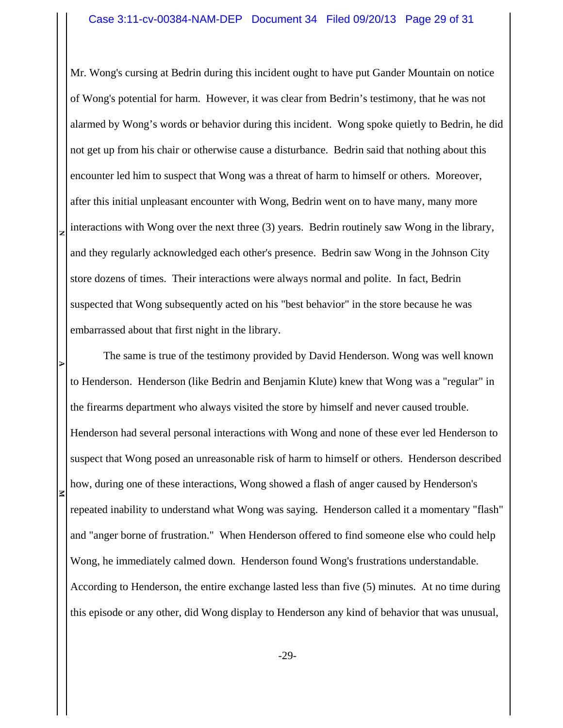Mr. Wong's cursing at Bedrin during this incident ought to have put Gander Mountain on notice of Wong's potential for harm. However, it was clear from Bedrin's testimony, that he was not alarmed by Wong's words or behavior during this incident. Wong spoke quietly to Bedrin, he did not get up from his chair or otherwise cause a disturbance. Bedrin said that nothing about this encounter led him to suspect that Wong was a threat of harm to himself or others. Moreover, after this initial unpleasant encounter with Wong, Bedrin went on to have many, many more interactions with Wong over the next three (3) years. Bedrin routinely saw Wong in the library, and they regularly acknowledged each other's presence. Bedrin saw Wong in the Johnson City store dozens of times. Their interactions were always normal and polite. In fact, Bedrin suspected that Wong subsequently acted on his "best behavior" in the store because he was embarrassed about that first night in the library.

The same is true of the testimony provided by David Henderson. Wong was well known to Henderson. Henderson (like Bedrin and Benjamin Klute) knew that Wong was a "regular" in the firearms department who always visited the store by himself and never caused trouble. Henderson had several personal interactions with Wong and none of these ever led Henderson to suspect that Wong posed an unreasonable risk of harm to himself or others. Henderson described how, during one of these interactions, Wong showed a flash of anger caused by Henderson's repeated inability to understand what Wong was saying. Henderson called it a momentary "flash" and "anger borne of frustration." When Henderson offered to find someone else who could help Wong, he immediately calmed down. Henderson found Wong's frustrations understandable. According to Henderson, the entire exchange lasted less than five (5) minutes. At no time during this episode or any other, did Wong display to Henderson any kind of behavior that was unusual,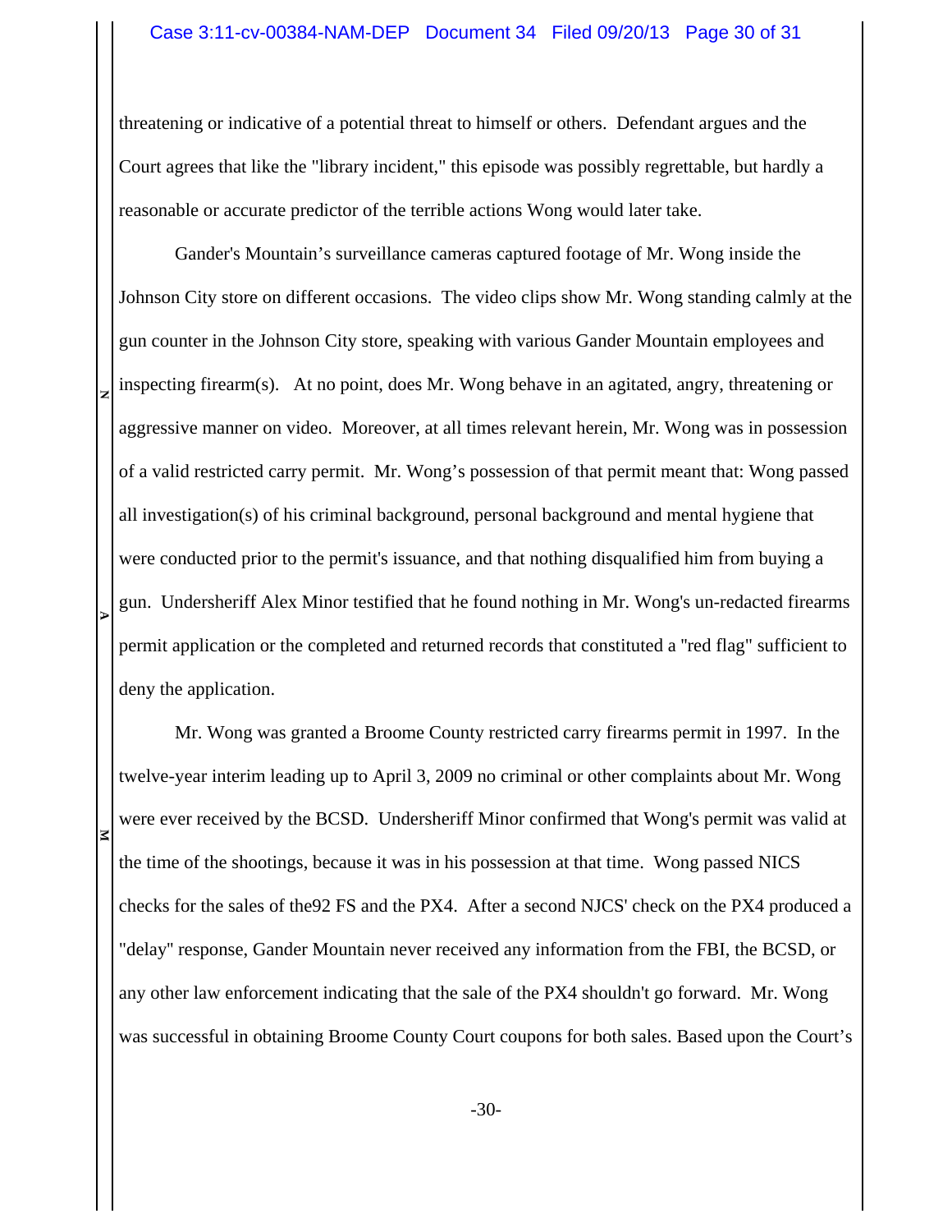threatening or indicative of a potential threat to himself or others. Defendant argues and the Court agrees that like the "library incident," this episode was possibly regrettable, but hardly a reasonable or accurate predictor of the terrible actions Wong would later take.

Gander's Mountain's surveillance cameras captured footage of Mr. Wong inside the Johnson City store on different occasions. The video clips show Mr. Wong standing calmly at the gun counter in the Johnson City store, speaking with various Gander Mountain employees and inspecting firearm(s). At no point, does Mr. Wong behave in an agitated, angry, threatening or aggressive manner on video. Moreover, at all times relevant herein, Mr. Wong was in possession of a valid restricted carry permit. Mr. Wong's possession of that permit meant that: Wong passed all investigation(s) of his criminal background, personal background and mental hygiene that were conducted prior to the permit's issuance, and that nothing disqualified him from buying a gun. Undersheriff Alex Minor testified that he found nothing in Mr. Wong's un-redacted firearms permit application or the completed and returned records that constituted a "red flag" sufficient to deny the application.

Mr. Wong was granted a Broome County restricted carry firearms permit in 1997. In the twelve-year interim leading up to April 3, 2009 no criminal or other complaints about Mr. Wong were ever received by the BCSD. Undersheriff Minor confirmed that Wong's permit was valid at the time of the shootings, because it was in his possession at that time. Wong passed NICS checks for the sales of the92 FS and the PX4. After a second NJCS' check on the PX4 produced a "delay" response, Gander Mountain never received any information from the FBI, the BCSD, or any other law enforcement indicating that the sale of the PX4 shouldn't go forward. Mr. Wong was successful in obtaining Broome County Court coupons for both sales. Based upon the Court's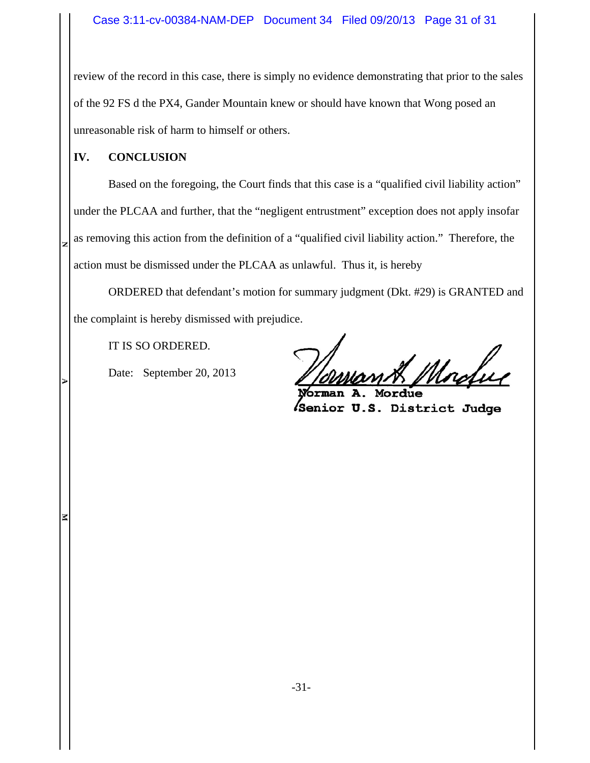review of the record in this case, there is simply no evidence demonstrating that prior to the sales of the 92 FS d the PX4, Gander Mountain knew or should have known that Wong posed an unreasonable risk of harm to himself or others.

## IV. CONCLUSION

Based on the foregoing, the Court finds that this case is a "qualified civil liability action" under the PLCAA and further, that the "negligent entrustment" exception does not apply insofar as removing this action from the definition of a "qualified civil liability action." Therefore, the action must be dismissed under the PLCAA as unlawful. Thus it, is hereby

ORDERED that defendant's motion for summary judgment (Dkt. #29) is GRANTED and the complaint is hereby dismissed with prejudice.

IT IS SO ORDERED.

Date: September 20, 2013

Norman A. Mordue
Senior U.S. District Judge